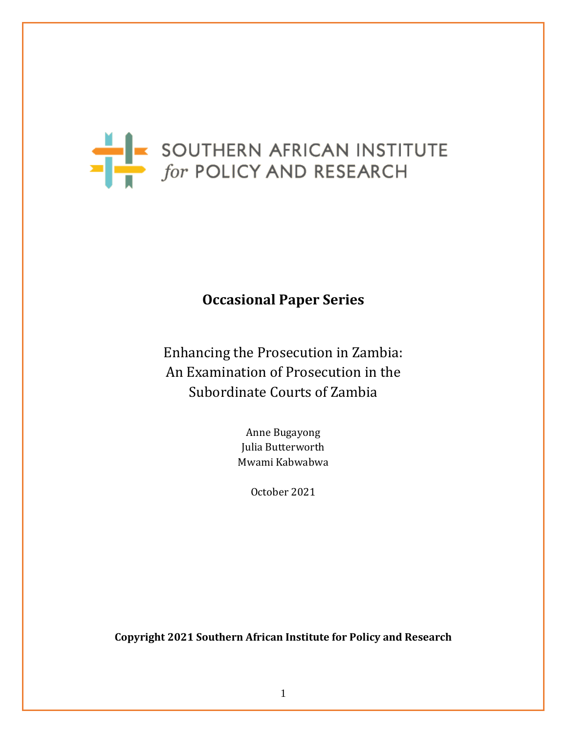SOUTHERN AFRICAN INSTITUTE *for* POLICY AND RESEARCH

**Occasional Paper Series**

# Enhancing the Prosecution in Zambia: An Examination of Prosecution in the Subordinate Courts of Zambia

Anne Bugayong
Julia Butterworth
Mwami Kabwabwa

October 2021

**Copyright 2021 Southern African Institute for Policy and Research**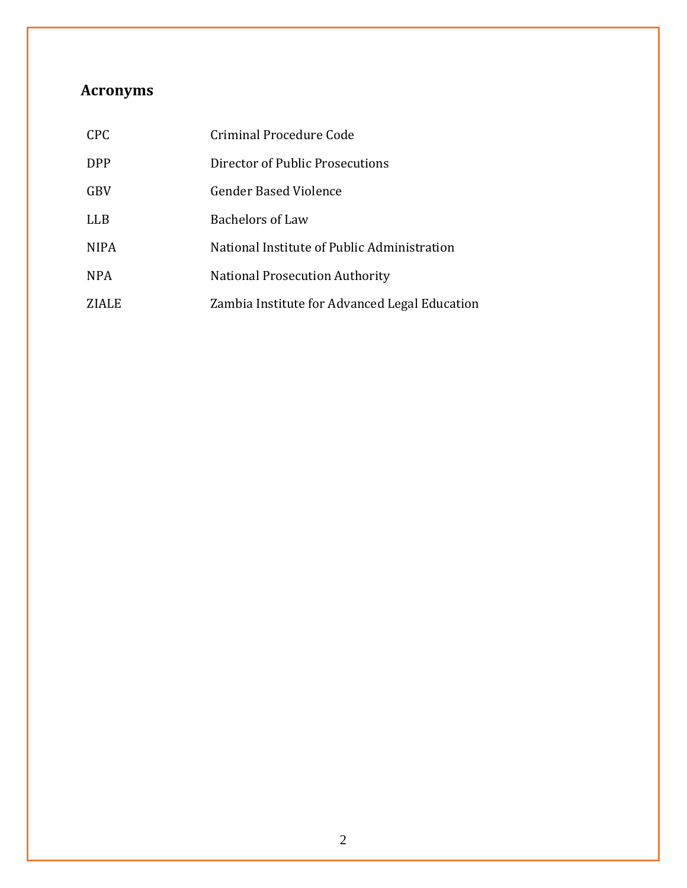## Acronyms

| | |
|---|---|
| CPC | Criminal Procedure Code |
| DPP | Director of Public Prosecutions |
| GBV | Gender Based Violence |
| LLB | Bachelors of Law |
| NIPA | National Institute of Public Administration |
| NPA | National Prosecution Authority |
| ZIALE | Zambia Institute for Advanced Legal Education |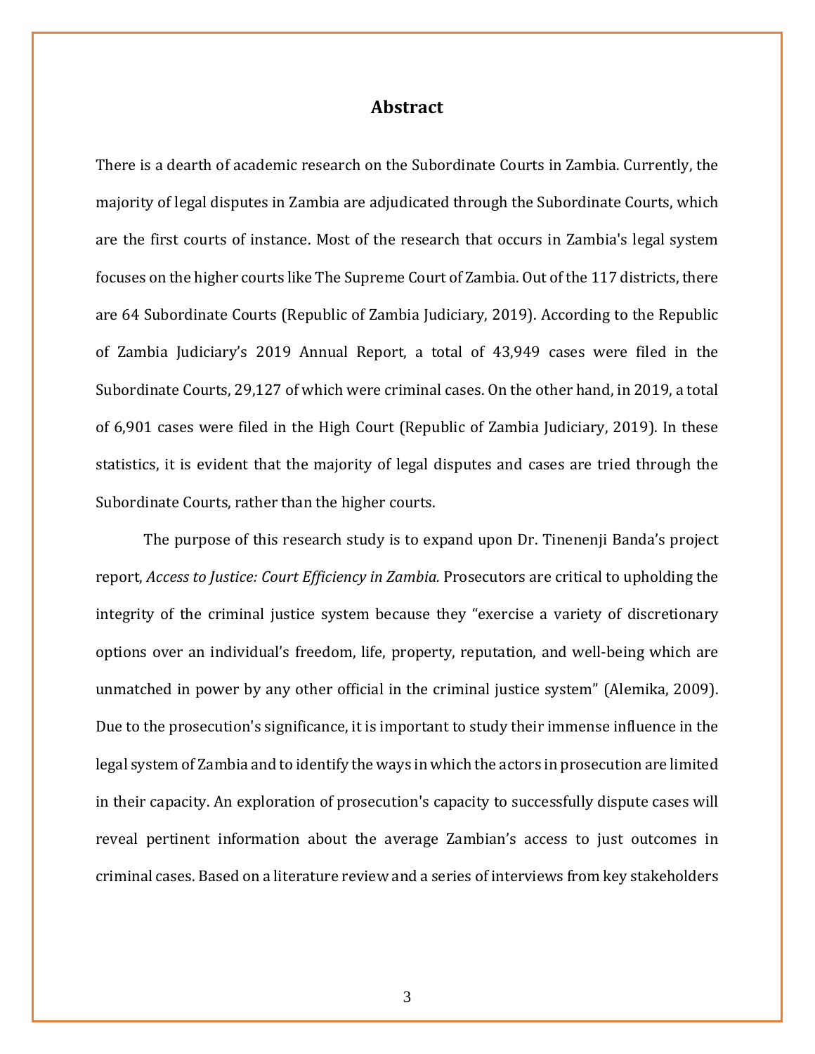# Abstract

There is a dearth of academic research on the Subordinate Courts in Zambia. Currently, the majority of legal disputes in Zambia are adjudicated through the Subordinate Courts, which are the first courts of instance. Most of the research that occurs in Zambia's legal system focuses on the higher courts like The Supreme Court of Zambia. Out of the 117 districts, there are 64 Subordinate Courts (Republic of Zambia Judiciary, 2019). According to the Republic of Zambia Judiciary's 2019 Annual Report, a total of 43,949 cases were filed in the Subordinate Courts, 29,127 of which were criminal cases. On the other hand, in 2019, a total of 6,901 cases were filed in the High Court (Republic of Zambia Judiciary, 2019). In these statistics, it is evident that the majority of legal disputes and cases are tried through the Subordinate Courts, rather than the higher courts.

The purpose of this research study is to expand upon Dr. Tinenenji Banda's project report, *Access to Justice: Court Efficiency in Zambia.* Prosecutors are critical to upholding the integrity of the criminal justice system because they "exercise a variety of discretionary options over an individual's freedom, life, property, reputation, and well-being which are unmatched in power by any other official in the criminal justice system" (Alemika, 2009). Due to the prosecution's significance, it is important to study their immense influence in the legal system of Zambia and to identify the ways in which the actors in prosecution are limited in their capacity. An exploration of prosecution's capacity to successfully dispute cases will reveal pertinent information about the average Zambian's access to just outcomes in criminal cases. Based on a literature review and a series of interviews from key stakeholders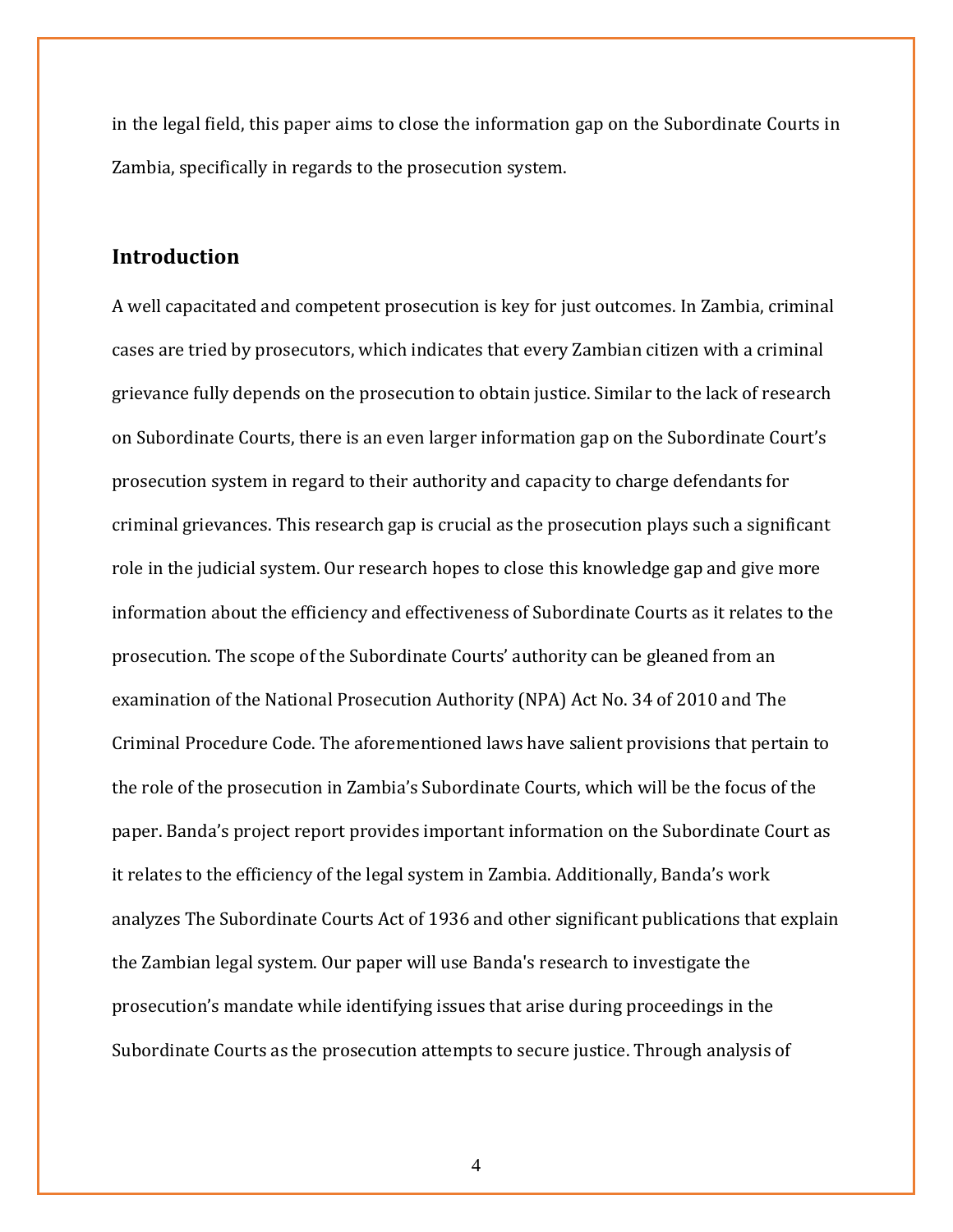in the legal field, this paper aims to close the information gap on the Subordinate Courts in Zambia, specifically in regards to the prosecution system.

## Introduction

A well capacitated and competent prosecution is key for just outcomes. In Zambia, criminal cases are tried by prosecutors, which indicates that every Zambian citizen with a criminal grievance fully depends on the prosecution to obtain justice. Similar to the lack of research on Subordinate Courts, there is an even larger information gap on the Subordinate Court's prosecution system in regard to their authority and capacity to charge defendants for criminal grievances. This research gap is crucial as the prosecution plays such a significant role in the judicial system. Our research hopes to close this knowledge gap and give more information about the efficiency and effectiveness of Subordinate Courts as it relates to the prosecution. The scope of the Subordinate Courts' authority can be gleaned from an examination of the National Prosecution Authority (NPA) Act No. 34 of 2010 and The Criminal Procedure Code. The aforementioned laws have salient provisions that pertain to the role of the prosecution in Zambia's Subordinate Courts, which will be the focus of the paper. Banda's project report provides important information on the Subordinate Court as it relates to the efficiency of the legal system in Zambia. Additionally, Banda's work analyzes The Subordinate Courts Act of 1936 and other significant publications that explain the Zambian legal system. Our paper will use Banda's research to investigate the prosecution's mandate while identifying issues that arise during proceedings in the Subordinate Courts as the prosecution attempts to secure justice. Through analysis of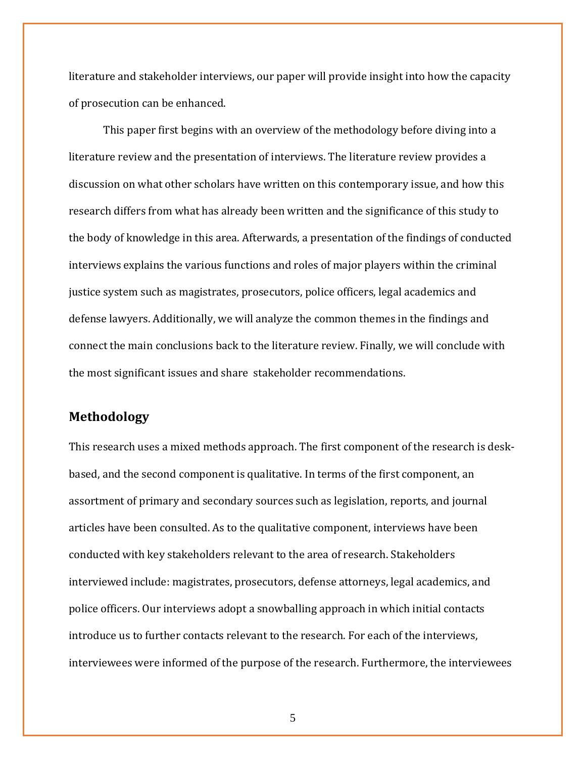literature and stakeholder interviews, our paper will provide insight into how the capacity of prosecution can be enhanced.

This paper first begins with an overview of the methodology before diving into a literature review and the presentation of interviews. The literature review provides a discussion on what other scholars have written on this contemporary issue, and how this research differs from what has already been written and the significance of this study to the body of knowledge in this area. Afterwards, a presentation of the findings of conducted interviews explains the various functions and roles of major players within the criminal justice system such as magistrates, prosecutors, police officers, legal academics and defense lawyers. Additionally, we will analyze the common themes in the findings and connect the main conclusions back to the literature review. Finally, we will conclude with the most significant issues and share stakeholder recommendations.

## Methodology

This research uses a mixed methods approach. The first component of the research is desk-based, and the second component is qualitative. In terms of the first component, an assortment of primary and secondary sources such as legislation, reports, and journal articles have been consulted. As to the qualitative component, interviews have been conducted with key stakeholders relevant to the area of research. Stakeholders interviewed include: magistrates, prosecutors, defense attorneys, legal academics, and police officers. Our interviews adopt a snowballing approach in which initial contacts introduce us to further contacts relevant to the research. For each of the interviews, interviewees were informed of the purpose of the research. Furthermore, the interviewees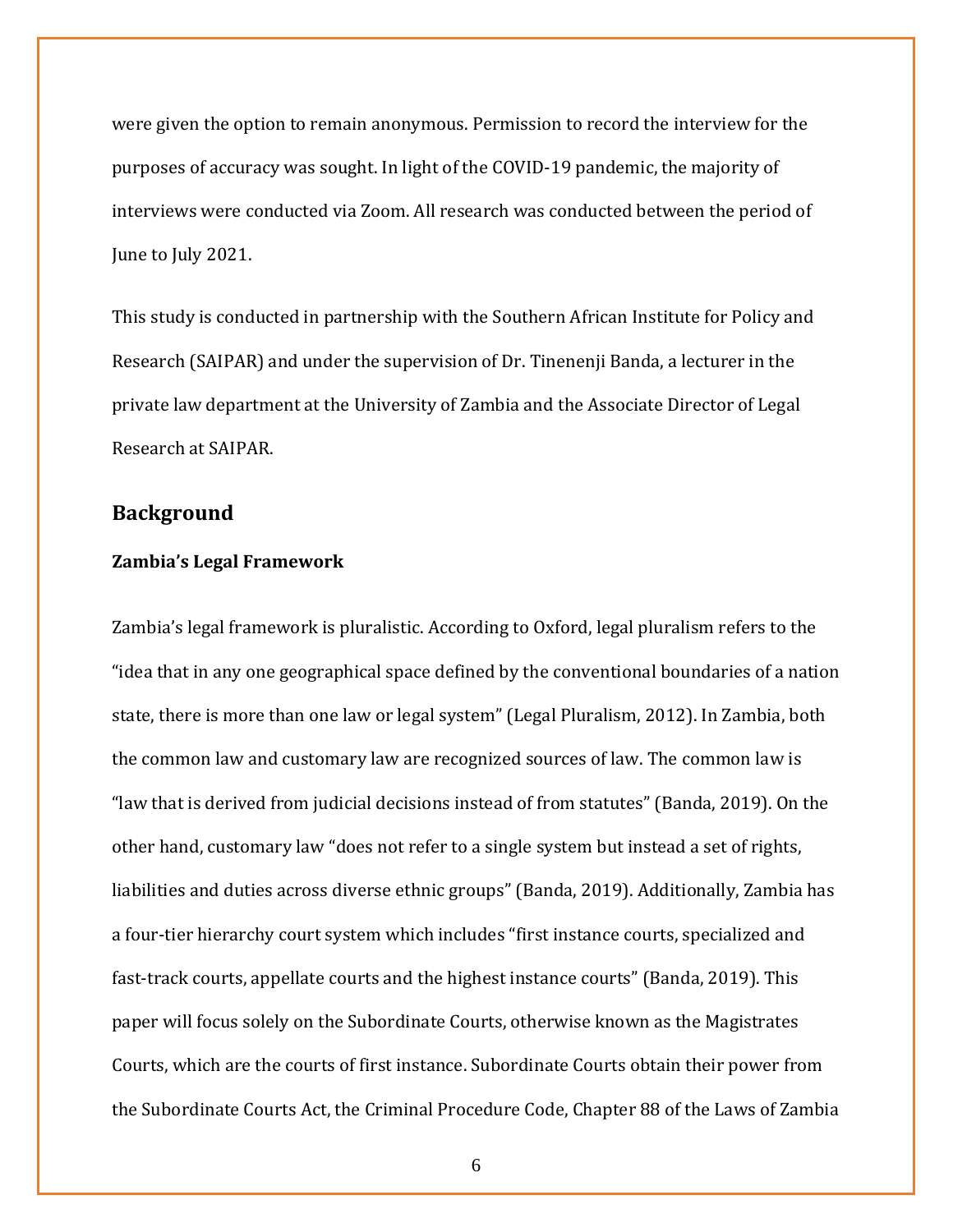were given the option to remain anonymous. Permission to record the interview for the purposes of accuracy was sought. In light of the COVID-19 pandemic, the majority of interviews were conducted via Zoom. All research was conducted between the period of June to July 2021.

This study is conducted in partnership with the Southern African Institute for Policy and Research (SAIPAR) and under the supervision of Dr. Tinenenji Banda, a lecturer in the private law department at the University of Zambia and the Associate Director of Legal Research at SAIPAR.

## Background

### Zambia's Legal Framework

Zambia's legal framework is pluralistic. According to Oxford, legal pluralism refers to the "idea that in any one geographical space defined by the conventional boundaries of a nation state, there is more than one law or legal system" (Legal Pluralism, 2012). In Zambia, both the common law and customary law are recognized sources of law. The common law is "law that is derived from judicial decisions instead of from statutes" (Banda, 2019). On the other hand, customary law "does not refer to a single system but instead a set of rights, liabilities and duties across diverse ethnic groups" (Banda, 2019). Additionally, Zambia has a four-tier hierarchy court system which includes "first instance courts, specialized and fast-track courts, appellate courts and the highest instance courts" (Banda, 2019). This paper will focus solely on the Subordinate Courts, otherwise known as the Magistrates Courts, which are the courts of first instance. Subordinate Courts obtain their power from the Subordinate Courts Act, the Criminal Procedure Code, Chapter 88 of the Laws of Zambia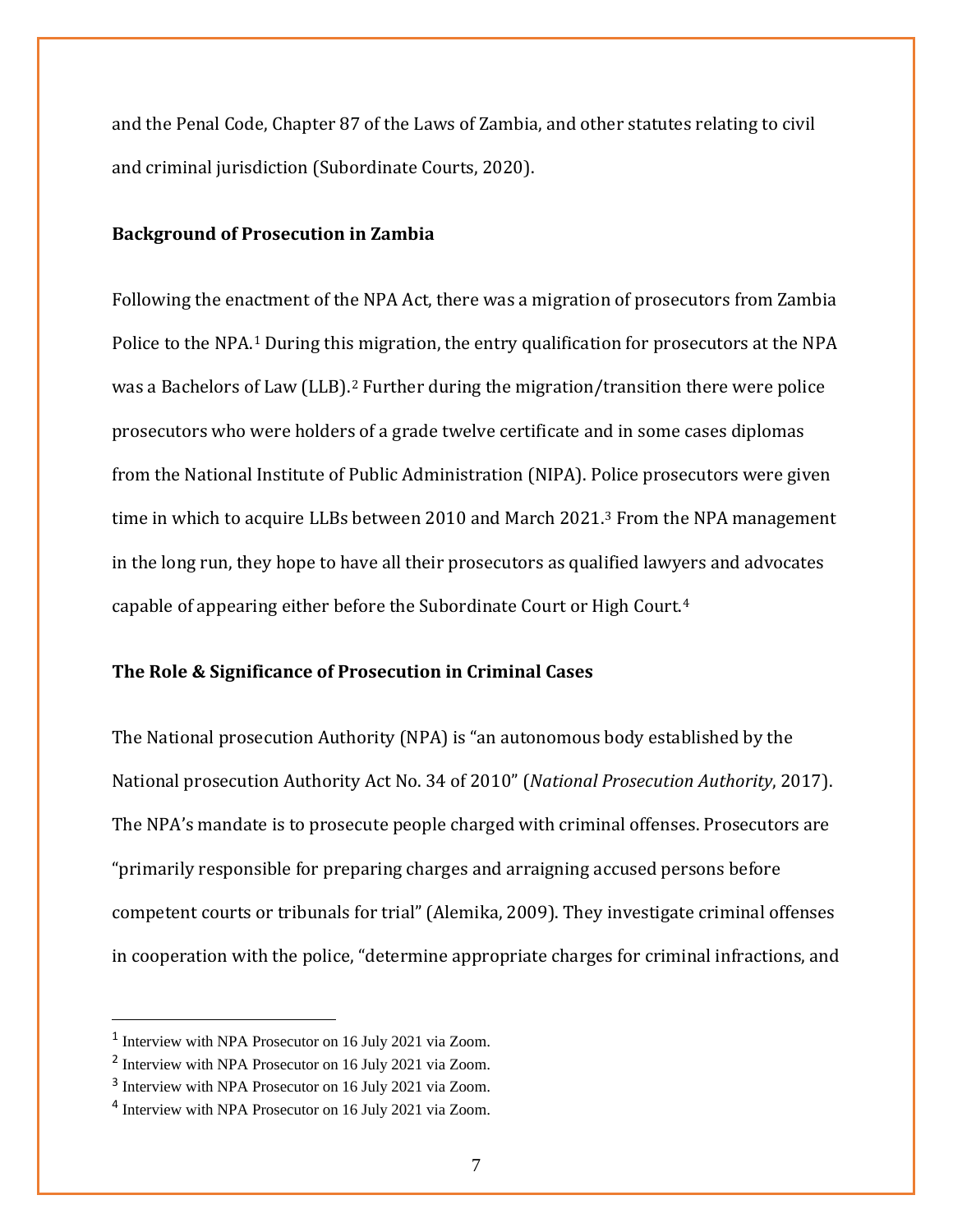and the Penal Code, Chapter 87 of the Laws of Zambia, and other statutes relating to civil and criminal jurisdiction (Subordinate Courts, 2020).

**Background of Prosecution in Zambia**

Following the enactment of the NPA Act, there was a migration of prosecutors from Zambia Police to the NPA.[1] During this migration, the entry qualification for prosecutors at the NPA was a Bachelors of Law (LLB).[2] Further during the migration/transition there were police prosecutors who were holders of a grade twelve certificate and in some cases diplomas from the National Institute of Public Administration (NIPA). Police prosecutors were given time in which to acquire LLBs between 2010 and March 2021.[3] From the NPA management in the long run, they hope to have all their prosecutors as qualified lawyers and advocates capable of appearing either before the Subordinate Court or High Court.[4]

**The Role & Significance of Prosecution in Criminal Cases**

The National prosecution Authority (NPA) is "an autonomous body established by the National prosecution Authority Act No. 34 of 2010" (*National Prosecution Authority*, 2017). The NPA's mandate is to prosecute people charged with criminal offenses. Prosecutors are "primarily responsible for preparing charges and arraigning accused persons before competent courts or tribunals for trial" (Alemika, 2009). They investigate criminal offenses in cooperation with the police, "determine appropriate charges for criminal infractions, and

---

[1] Interview with NPA Prosecutor on 16 July 2021 via Zoom.

[2] Interview with NPA Prosecutor on 16 July 2021 via Zoom.

[3] Interview with NPA Prosecutor on 16 July 2021 via Zoom.

[4] Interview with NPA Prosecutor on 16 July 2021 via Zoom.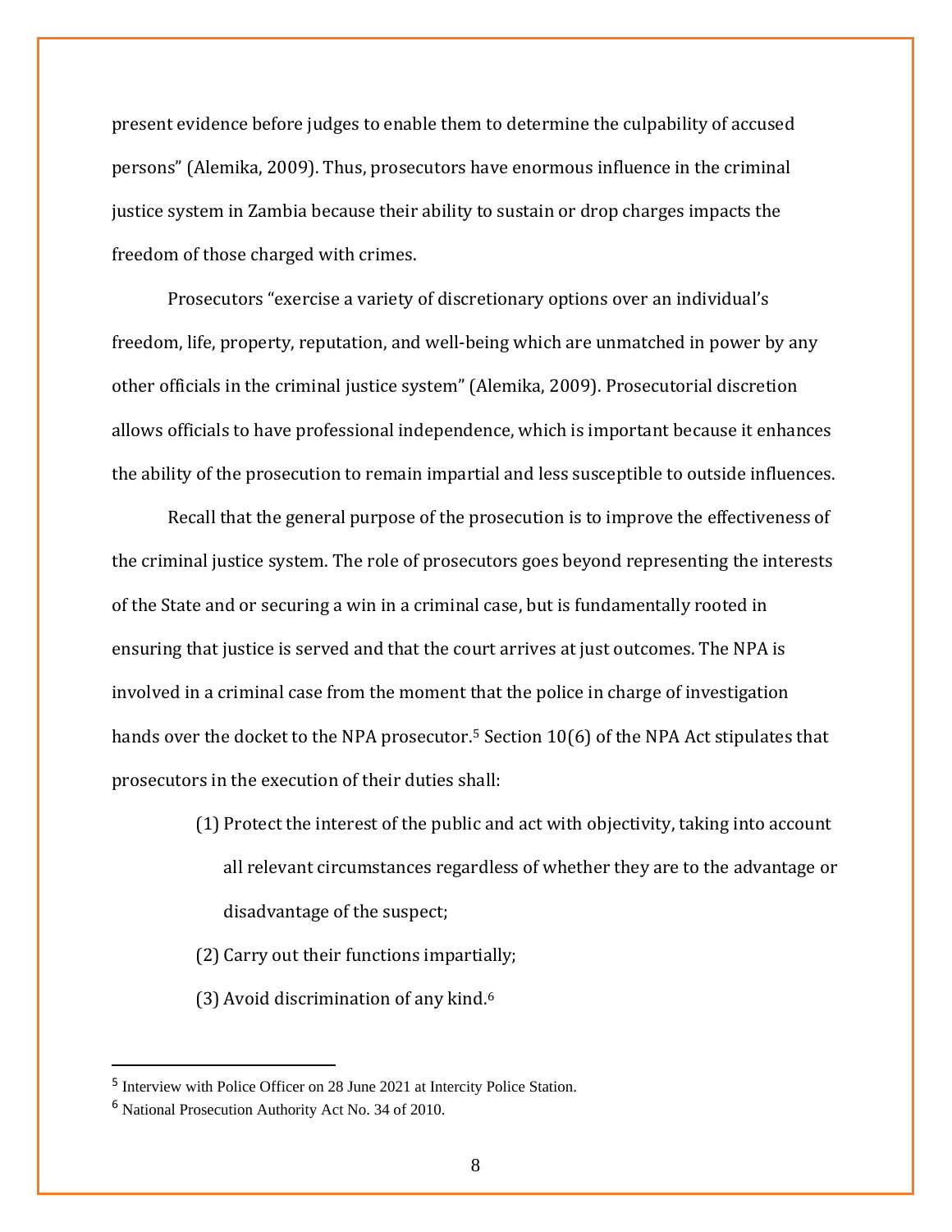present evidence before judges to enable them to determine the culpability of accused persons" (Alemika, 2009). Thus, prosecutors have enormous influence in the criminal justice system in Zambia because their ability to sustain or drop charges impacts the freedom of those charged with crimes.

Prosecutors "exercise a variety of discretionary options over an individual's freedom, life, property, reputation, and well-being which are unmatched in power by any other officials in the criminal justice system" (Alemika, 2009). Prosecutorial discretion allows officials to have professional independence, which is important because it enhances the ability of the prosecution to remain impartial and less susceptible to outside influences.

Recall that the general purpose of the prosecution is to improve the effectiveness of the criminal justice system. The role of prosecutors goes beyond representing the interests of the State and or securing a win in a criminal case, but is fundamentally rooted in ensuring that justice is served and that the court arrives at just outcomes. The NPA is involved in a criminal case from the moment that the police in charge of investigation hands over the docket to the NPA prosecutor.[5] Section 10(6) of the NPA Act stipulates that prosecutors in the execution of their duties shall:

(1) Protect the interest of the public and act with objectivity, taking into account all relevant circumstances regardless of whether they are to the advantage or disadvantage of the suspect;

(2) Carry out their functions impartially;

(3) Avoid discrimination of any kind.[6]

---

[5] Interview with Police Officer on 28 June 2021 at Intercity Police Station.

[6] National Prosecution Authority Act No. 34 of 2010.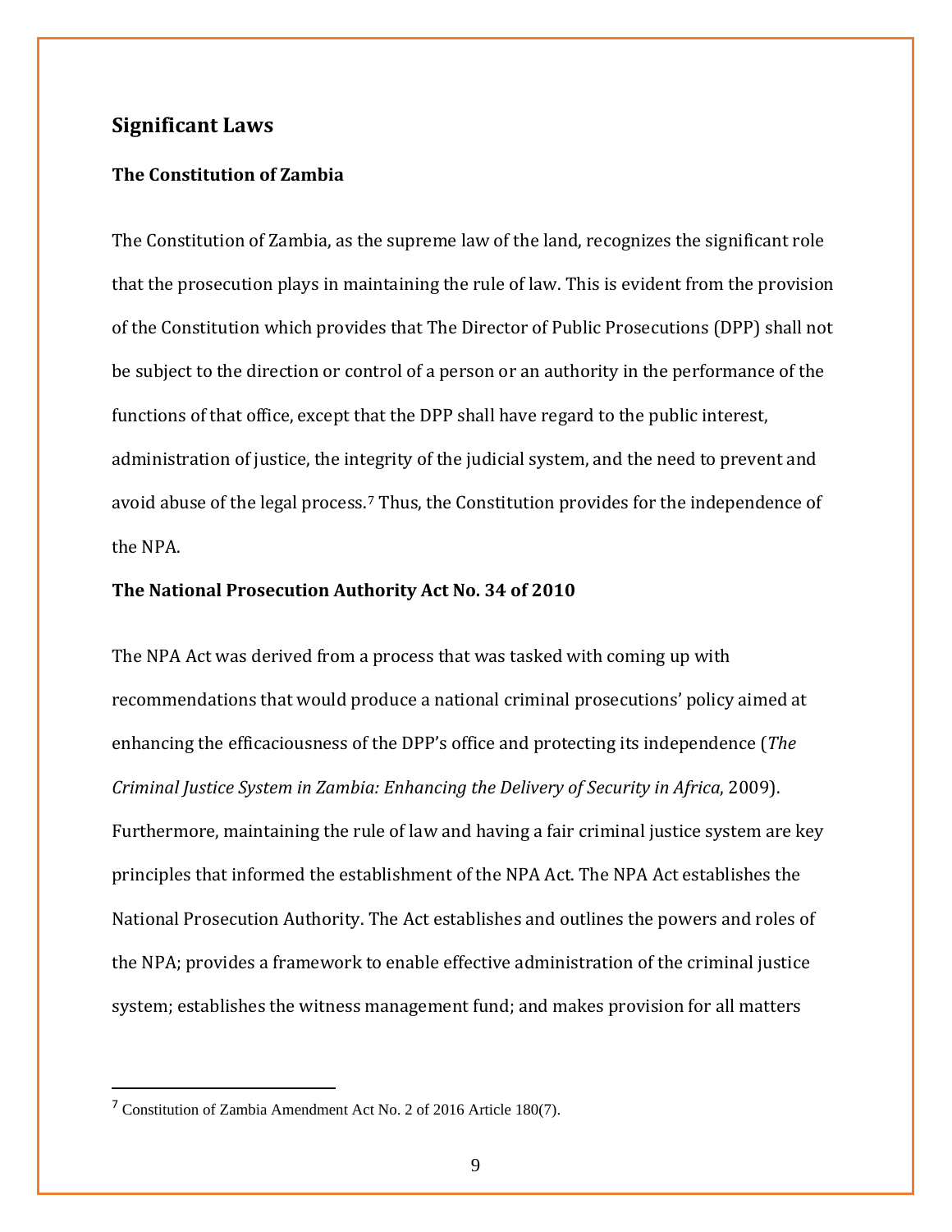## Significant Laws

### The Constitution of Zambia

The Constitution of Zambia, as the supreme law of the land, recognizes the significant role that the prosecution plays in maintaining the rule of law. This is evident from the provision of the Constitution which provides that The Director of Public Prosecutions (DPP) shall not be subject to the direction or control of a person or an authority in the performance of the functions of that office, except that the DPP shall have regard to the public interest, administration of justice, the integrity of the judicial system, and the need to prevent and avoid abuse of the legal process.[7] Thus, the Constitution provides for the independence of the NPA.

### The National Prosecution Authority Act No. 34 of 2010

The NPA Act was derived from a process that was tasked with coming up with recommendations that would produce a national criminal prosecutions' policy aimed at enhancing the efficaciousness of the DPP's office and protecting its independence (*The Criminal Justice System in Zambia: Enhancing the Delivery of Security in Africa*, 2009). Furthermore, maintaining the rule of law and having a fair criminal justice system are key principles that informed the establishment of the NPA Act. The NPA Act establishes the National Prosecution Authority. The Act establishes and outlines the powers and roles of the NPA; provides a framework to enable effective administration of the criminal justice system; establishes the witness management fund; and makes provision for all matters

[7] Constitution of Zambia Amendment Act No. 2 of 2016 Article 180(7).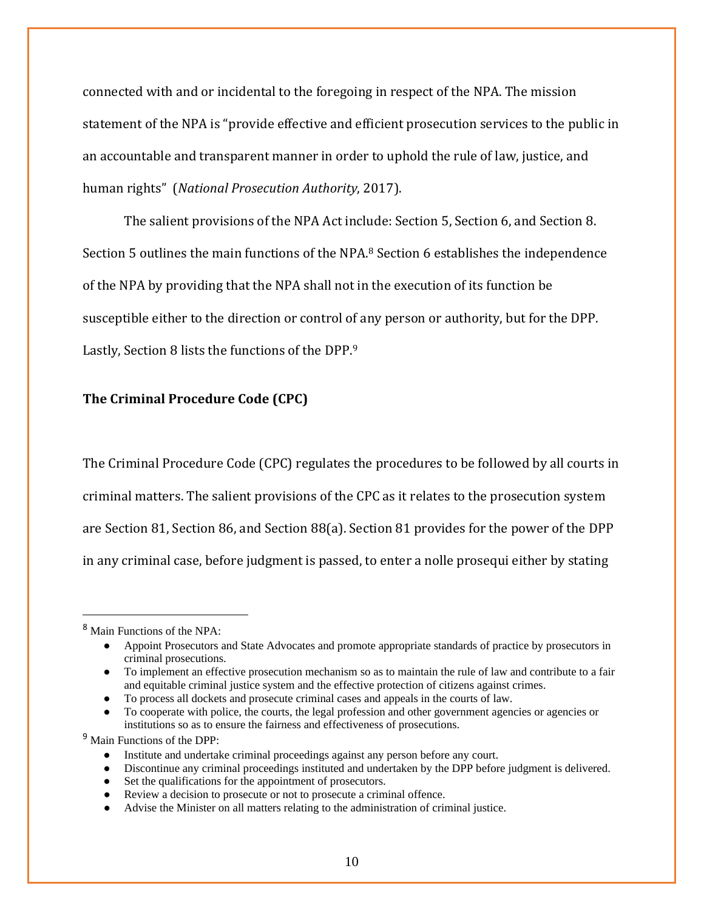connected with and or incidental to the foregoing in respect of the NPA. The mission statement of the NPA is "provide effective and efficient prosecution services to the public in an accountable and transparent manner in order to uphold the rule of law, justice, and human rights" (*National Prosecution Authority*, 2017).

The salient provisions of the NPA Act include: Section 5, Section 6, and Section 8. Section 5 outlines the main functions of the NPA.[8] Section 6 establishes the independence of the NPA by providing that the NPA shall not in the execution of its function be susceptible either to the direction or control of any person or authority, but for the DPP. Lastly, Section 8 lists the functions of the DPP.[9]

**The Criminal Procedure Code (CPC)**

The Criminal Procedure Code (CPC) regulates the procedures to be followed by all courts in criminal matters. The salient provisions of the CPC as it relates to the prosecution system are Section 81, Section 86, and Section 88(a). Section 81 provides for the power of the DPP in any criminal case, before judgment is passed, to enter a nolle prosequi either by stating

---

[8] Main Functions of the NPA:

- Appoint Prosecutors and State Advocates and promote appropriate standards of practice by prosecutors in criminal prosecutions.
- To implement an effective prosecution mechanism so as to maintain the rule of law and contribute to a fair and equitable criminal justice system and the effective protection of citizens against crimes.
- To process all dockets and prosecute criminal cases and appeals in the courts of law.
- To cooperate with police, the courts, the legal profession and other government agencies or agencies or institutions so as to ensure the fairness and effectiveness of prosecutions.

[9] Main Functions of the DPP:

- Institute and undertake criminal proceedings against any person before any court.
- Discontinue any criminal proceedings instituted and undertaken by the DPP before judgment is delivered.
- Set the qualifications for the appointment of prosecutors.
- Review a decision to prosecute or not to prosecute a criminal offence.
- Advise the Minister on all matters relating to the administration of criminal justice.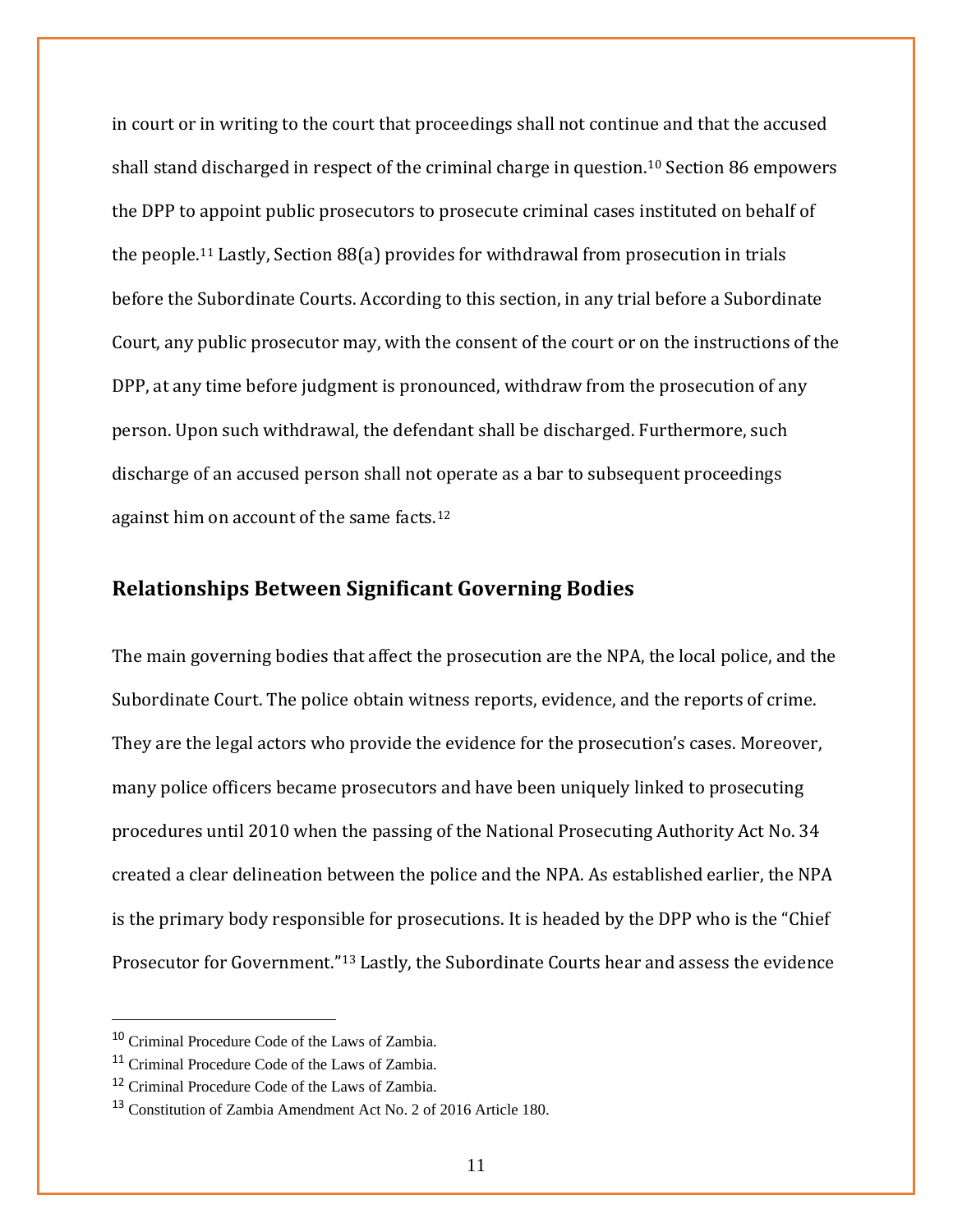in court or in writing to the court that proceedings shall not continue and that the accused shall stand discharged in respect of the criminal charge in question.[10] Section 86 empowers the DPP to appoint public prosecutors to prosecute criminal cases instituted on behalf of the people.[11] Lastly, Section 88(a) provides for withdrawal from prosecution in trials before the Subordinate Courts. According to this section, in any trial before a Subordinate Court, any public prosecutor may, with the consent of the court or on the instructions of the DPP, at any time before judgment is pronounced, withdraw from the prosecution of any person. Upon such withdrawal, the defendant shall be discharged. Furthermore, such discharge of an accused person shall not operate as a bar to subsequent proceedings against him on account of the same facts.[12]

## Relationships Between Significant Governing Bodies

The main governing bodies that affect the prosecution are the NPA, the local police, and the Subordinate Court. The police obtain witness reports, evidence, and the reports of crime. They are the legal actors who provide the evidence for the prosecution's cases. Moreover, many police officers became prosecutors and have been uniquely linked to prosecuting procedures until 2010 when the passing of the National Prosecuting Authority Act No. 34 created a clear delineation between the police and the NPA. As established earlier, the NPA is the primary body responsible for prosecutions. It is headed by the DPP who is the "Chief Prosecutor for Government."[13] Lastly, the Subordinate Courts hear and assess the evidence

---

[10] Criminal Procedure Code of the Laws of Zambia.

[11] Criminal Procedure Code of the Laws of Zambia.

[12] Criminal Procedure Code of the Laws of Zambia.

[13] Constitution of Zambia Amendment Act No. 2 of 2016 Article 180.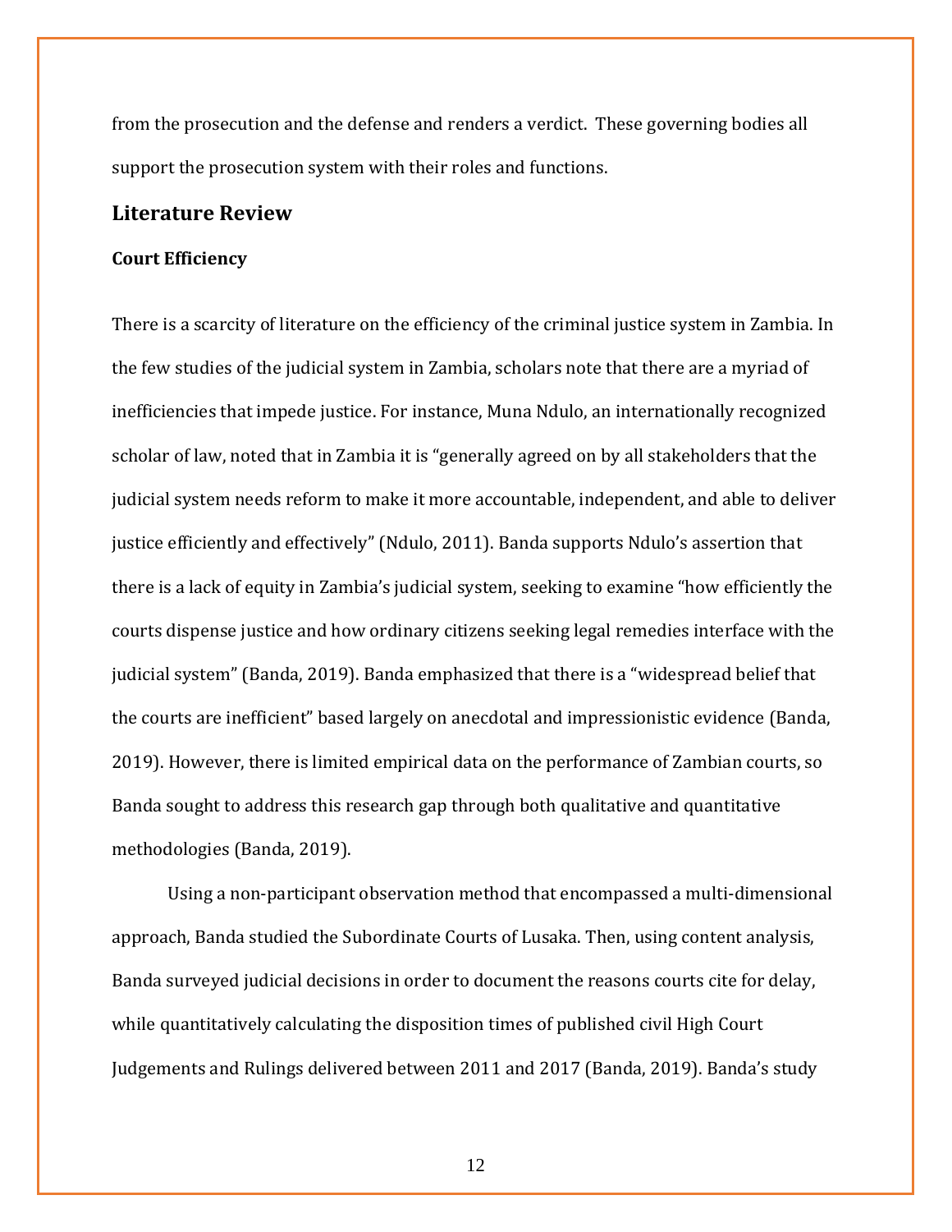from the prosecution and the defense and renders a verdict. These governing bodies all support the prosecution system with their roles and functions.

## Literature Review

### Court Efficiency

There is a scarcity of literature on the efficiency of the criminal justice system in Zambia. In the few studies of the judicial system in Zambia, scholars note that there are a myriad of inefficiencies that impede justice. For instance, Muna Ndulo, an internationally recognized scholar of law, noted that in Zambia it is "generally agreed on by all stakeholders that the judicial system needs reform to make it more accountable, independent, and able to deliver justice efficiently and effectively" (Ndulo, 2011). Banda supports Ndulo's assertion that there is a lack of equity in Zambia's judicial system, seeking to examine "how efficiently the courts dispense justice and how ordinary citizens seeking legal remedies interface with the judicial system" (Banda, 2019). Banda emphasized that there is a "widespread belief that the courts are inefficient" based largely on anecdotal and impressionistic evidence (Banda, 2019). However, there is limited empirical data on the performance of Zambian courts, so Banda sought to address this research gap through both qualitative and quantitative methodologies (Banda, 2019).

Using a non-participant observation method that encompassed a multi-dimensional approach, Banda studied the Subordinate Courts of Lusaka. Then, using content analysis, Banda surveyed judicial decisions in order to document the reasons courts cite for delay, while quantitatively calculating the disposition times of published civil High Court Judgements and Rulings delivered between 2011 and 2017 (Banda, 2019). Banda's study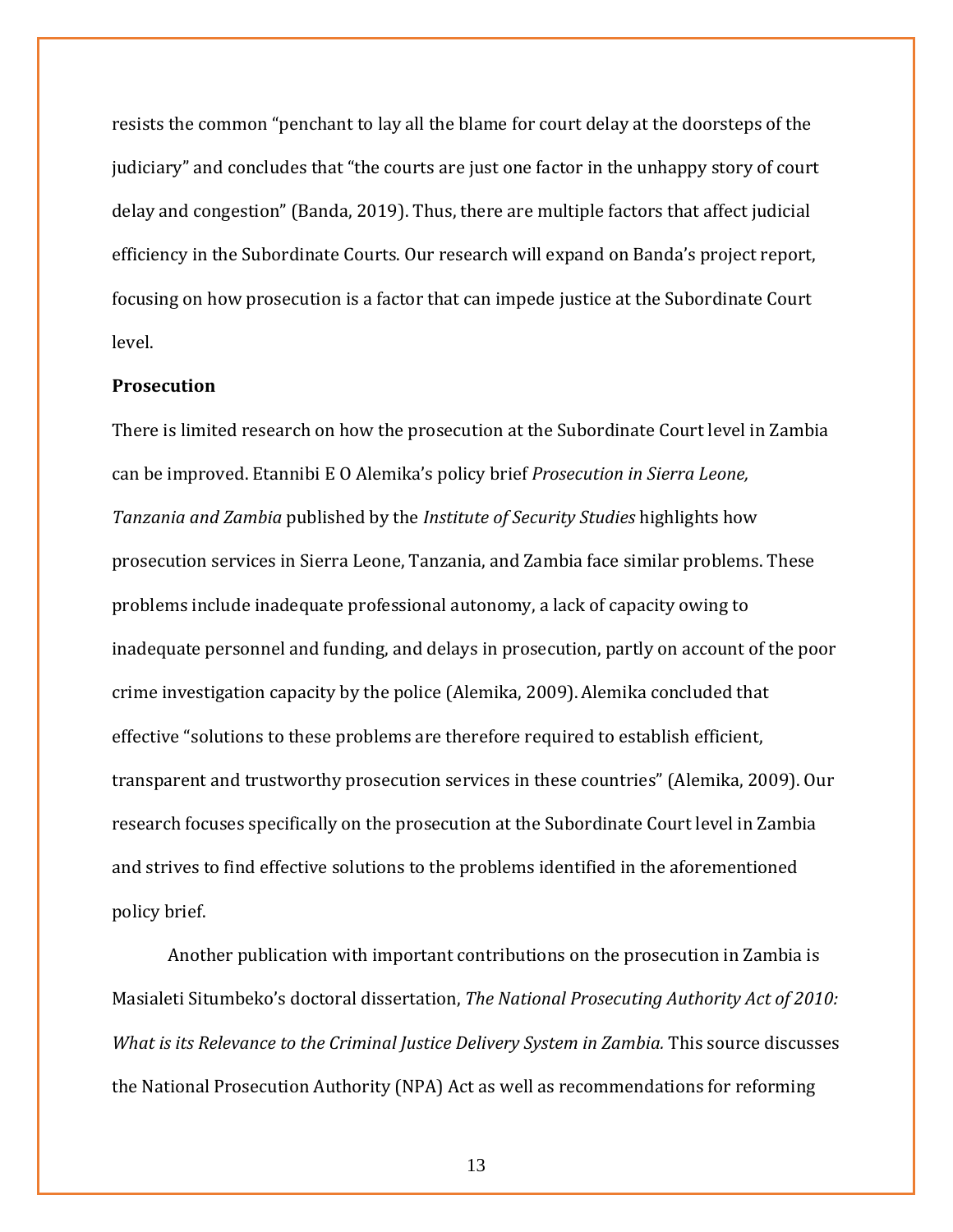resists the common "penchant to lay all the blame for court delay at the doorsteps of the judiciary" and concludes that "the courts are just one factor in the unhappy story of court delay and congestion" (Banda, 2019). Thus, there are multiple factors that affect judicial efficiency in the Subordinate Courts. Our research will expand on Banda's project report, focusing on how prosecution is a factor that can impede justice at the Subordinate Court level.

**Prosecution**

There is limited research on how the prosecution at the Subordinate Court level in Zambia can be improved. Etannibi E O Alemika's policy brief *Prosecution in Sierra Leone, Tanzania and Zambia* published by the *Institute of Security Studies* highlights how prosecution services in Sierra Leone, Tanzania, and Zambia face similar problems. These problems include inadequate professional autonomy, a lack of capacity owing to inadequate personnel and funding, and delays in prosecution, partly on account of the poor crime investigation capacity by the police (Alemika, 2009). Alemika concluded that effective "solutions to these problems are therefore required to establish efficient, transparent and trustworthy prosecution services in these countries" (Alemika, 2009). Our research focuses specifically on the prosecution at the Subordinate Court level in Zambia and strives to find effective solutions to the problems identified in the aforementioned policy brief.

Another publication with important contributions on the prosecution in Zambia is Masialeti Situmbeko's doctoral dissertation, *The National Prosecuting Authority Act of 2010: What is its Relevance to the Criminal Justice Delivery System in Zambia.* This source discusses the National Prosecution Authority (NPA) Act as well as recommendations for reforming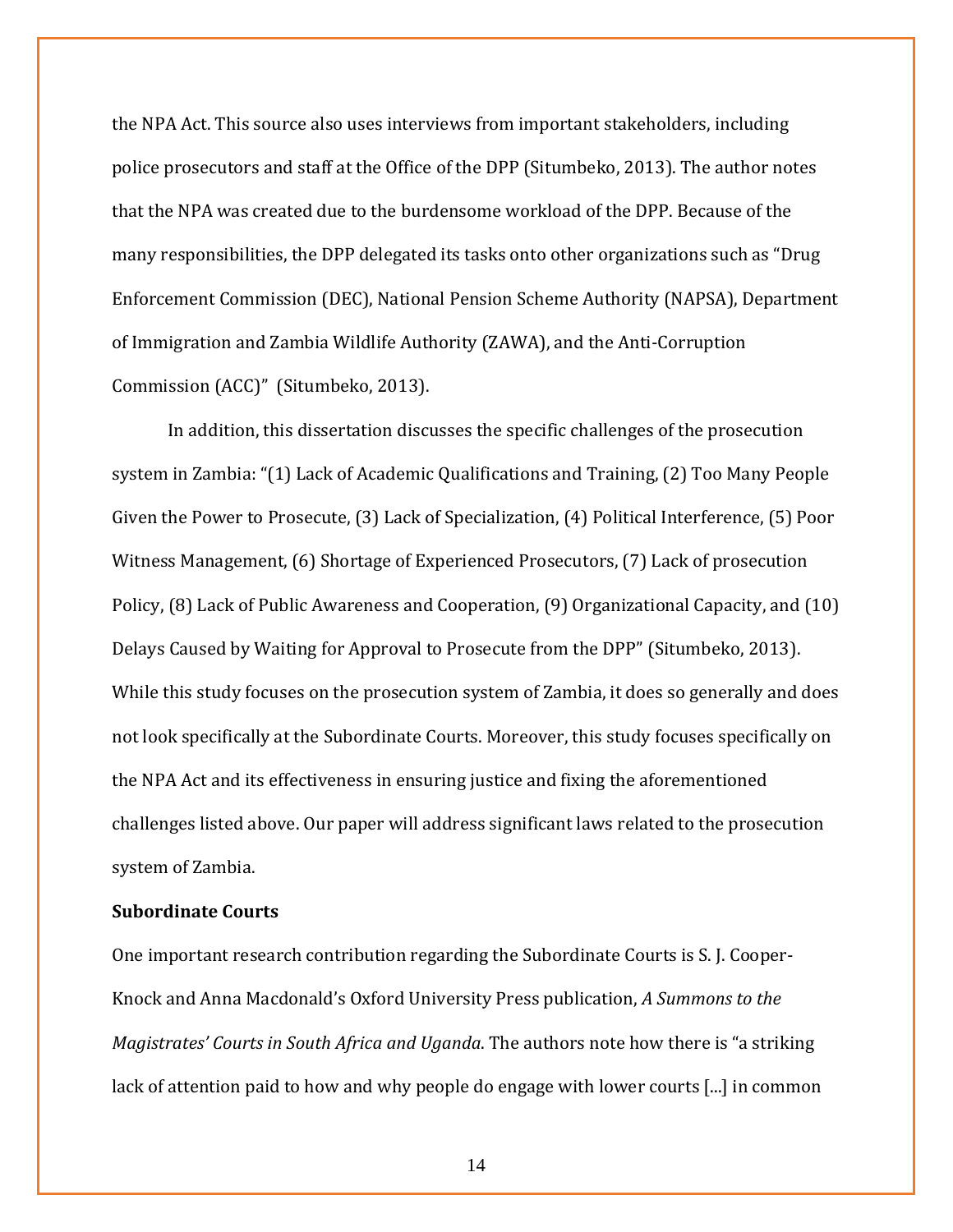the NPA Act. This source also uses interviews from important stakeholders, including police prosecutors and staff at the Office of the DPP (Situmbeko, 2013). The author notes that the NPA was created due to the burdensome workload of the DPP. Because of the many responsibilities, the DPP delegated its tasks onto other organizations such as "Drug Enforcement Commission (DEC), National Pension Scheme Authority (NAPSA), Department of Immigration and Zambia Wildlife Authority (ZAWA), and the Anti-Corruption Commission (ACC)" (Situmbeko, 2013).

In addition, this dissertation discusses the specific challenges of the prosecution system in Zambia: "(1) Lack of Academic Qualifications and Training, (2) Too Many People Given the Power to Prosecute, (3) Lack of Specialization, (4) Political Interference, (5) Poor Witness Management, (6) Shortage of Experienced Prosecutors, (7) Lack of prosecution Policy, (8) Lack of Public Awareness and Cooperation, (9) Organizational Capacity, and (10) Delays Caused by Waiting for Approval to Prosecute from the DPP" (Situmbeko, 2013). While this study focuses on the prosecution system of Zambia, it does so generally and does not look specifically at the Subordinate Courts. Moreover, this study focuses specifically on the NPA Act and its effectiveness in ensuring justice and fixing the aforementioned challenges listed above. Our paper will address significant laws related to the prosecution system of Zambia.

**Subordinate Courts**

One important research contribution regarding the Subordinate Courts is S. J. Cooper-Knock and Anna Macdonald's Oxford University Press publication, *A Summons to the Magistrates' Courts in South Africa and Uganda*. The authors note how there is "a striking lack of attention paid to how and why people do engage with lower courts [...] in common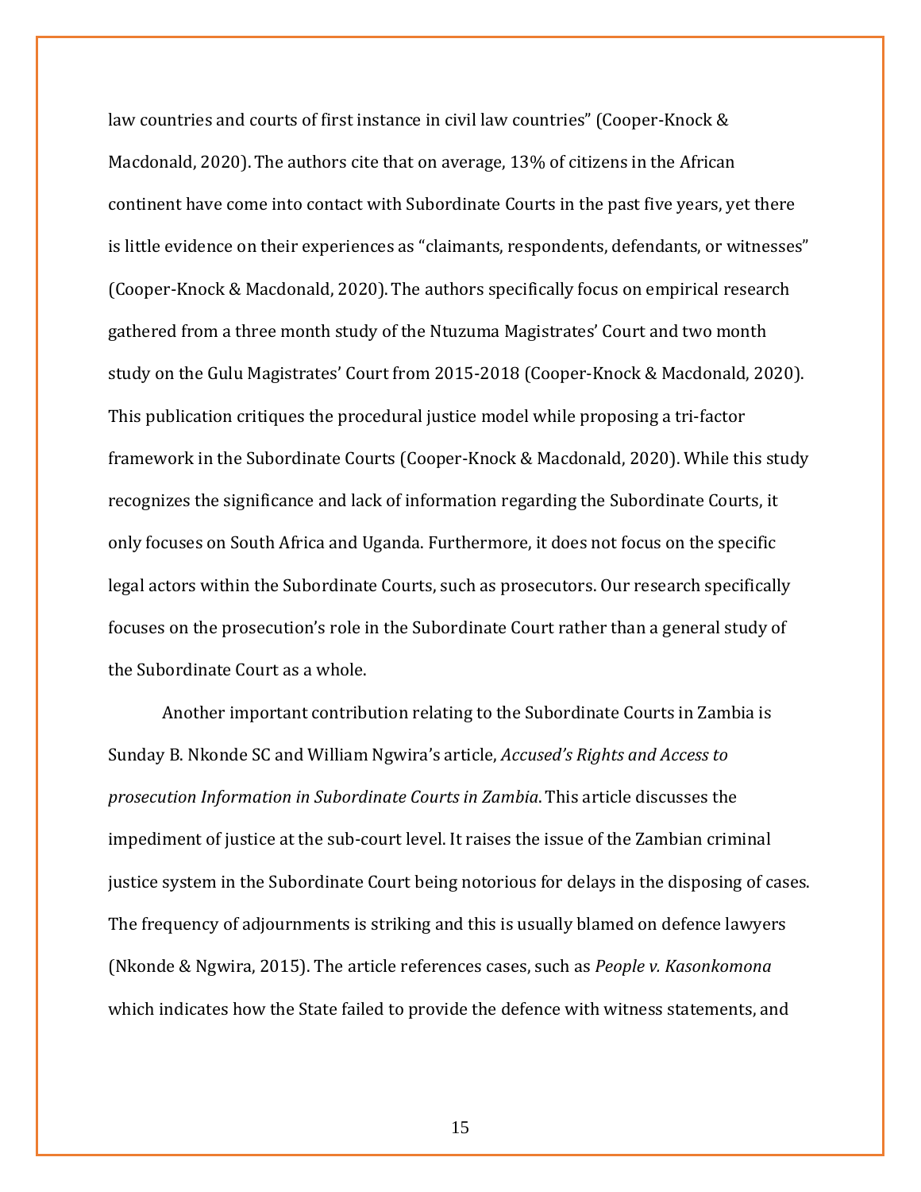law countries and courts of first instance in civil law countries" (Cooper-Knock & Macdonald, 2020). The authors cite that on average, 13% of citizens in the African continent have come into contact with Subordinate Courts in the past five years, yet there is little evidence on their experiences as "claimants, respondents, defendants, or witnesses" (Cooper-Knock & Macdonald, 2020). The authors specifically focus on empirical research gathered from a three month study of the Ntuzuma Magistrates' Court and two month study on the Gulu Magistrates' Court from 2015-2018 (Cooper-Knock & Macdonald, 2020). This publication critiques the procedural justice model while proposing a tri-factor framework in the Subordinate Courts (Cooper-Knock & Macdonald, 2020). While this study recognizes the significance and lack of information regarding the Subordinate Courts, it only focuses on South Africa and Uganda. Furthermore, it does not focus on the specific legal actors within the Subordinate Courts, such as prosecutors. Our research specifically focuses on the prosecution's role in the Subordinate Court rather than a general study of the Subordinate Court as a whole.

Another important contribution relating to the Subordinate Courts in Zambia is Sunday B. Nkonde SC and William Ngwira's article, *Accused's Rights and Access to prosecution Information in Subordinate Courts in Zambia*. This article discusses the impediment of justice at the sub-court level. It raises the issue of the Zambian criminal justice system in the Subordinate Court being notorious for delays in the disposing of cases. The frequency of adjournments is striking and this is usually blamed on defence lawyers (Nkonde & Ngwira, 2015). The article references cases, such as *People v. Kasonkomona* which indicates how the State failed to provide the defence with witness statements, and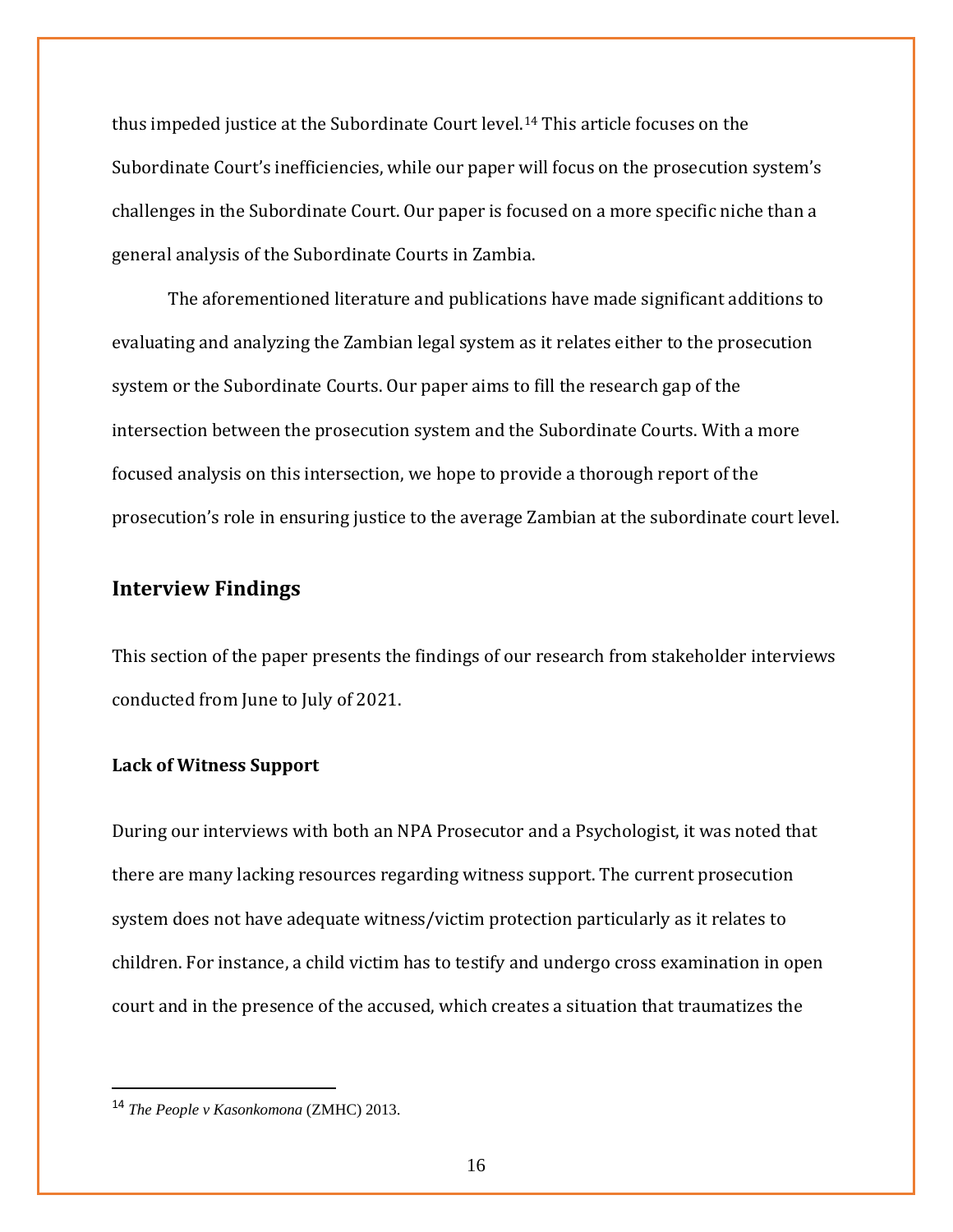thus impeded justice at the Subordinate Court level.[14] This article focuses on the Subordinate Court's inefficiencies, while our paper will focus on the prosecution system's challenges in the Subordinate Court. Our paper is focused on a more specific niche than a general analysis of the Subordinate Courts in Zambia.

The aforementioned literature and publications have made significant additions to evaluating and analyzing the Zambian legal system as it relates either to the prosecution system or the Subordinate Courts. Our paper aims to fill the research gap of the intersection between the prosecution system and the Subordinate Courts. With a more focused analysis on this intersection, we hope to provide a thorough report of the prosecution's role in ensuring justice to the average Zambian at the subordinate court level.

## Interview Findings

This section of the paper presents the findings of our research from stakeholder interviews conducted from June to July of 2021.

### Lack of Witness Support

During our interviews with both an NPA Prosecutor and a Psychologist, it was noted that there are many lacking resources regarding witness support. The current prosecution system does not have adequate witness/victim protection particularly as it relates to children. For instance, a child victim has to testify and undergo cross examination in open court and in the presence of the accused, which creates a situation that traumatizes the

---

[14] *The People v Kasonkomona* (ZMHC) 2013.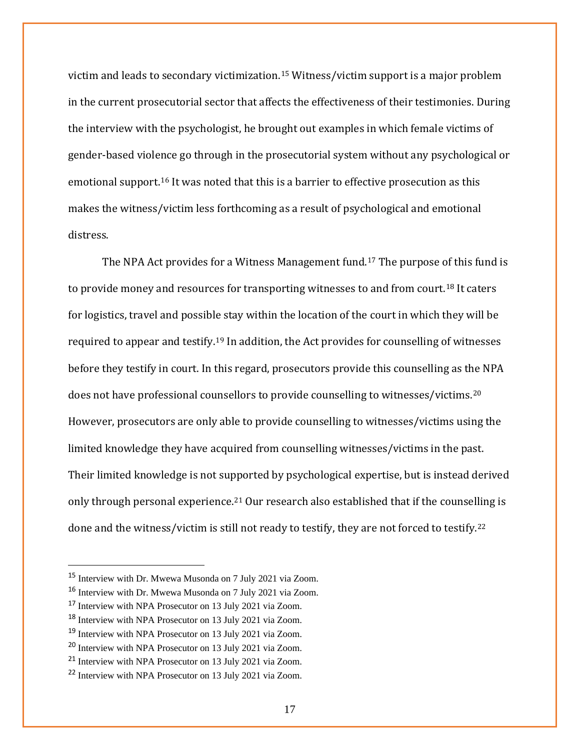victim and leads to secondary victimization.[15] Witness/victim support is a major problem in the current prosecutorial sector that affects the effectiveness of their testimonies. During the interview with the psychologist, he brought out examples in which female victims of gender-based violence go through in the prosecutorial system without any psychological or emotional support.[16] It was noted that this is a barrier to effective prosecution as this makes the witness/victim less forthcoming as a result of psychological and emotional distress.

The NPA Act provides for a Witness Management fund.[17] The purpose of this fund is to provide money and resources for transporting witnesses to and from court.[18] It caters for logistics, travel and possible stay within the location of the court in which they will be required to appear and testify.[19] In addition, the Act provides for counselling of witnesses before they testify in court. In this regard, prosecutors provide this counselling as the NPA does not have professional counsellors to provide counselling to witnesses/victims.[20] However, prosecutors are only able to provide counselling to witnesses/victims using the limited knowledge they have acquired from counselling witnesses/victims in the past. Their limited knowledge is not supported by psychological expertise, but is instead derived only through personal experience.[21] Our research also established that if the counselling is done and the witness/victim is still not ready to testify, they are not forced to testify.[22]

---

[15] Interview with Dr. Mwewa Musonda on 7 July 2021 via Zoom.

[16] Interview with Dr. Mwewa Musonda on 7 July 2021 via Zoom.

[17] Interview with NPA Prosecutor on 13 July 2021 via Zoom.

[18] Interview with NPA Prosecutor on 13 July 2021 via Zoom.

[19] Interview with NPA Prosecutor on 13 July 2021 via Zoom.

[20] Interview with NPA Prosecutor on 13 July 2021 via Zoom.

[21] Interview with NPA Prosecutor on 13 July 2021 via Zoom.

[22] Interview with NPA Prosecutor on 13 July 2021 via Zoom.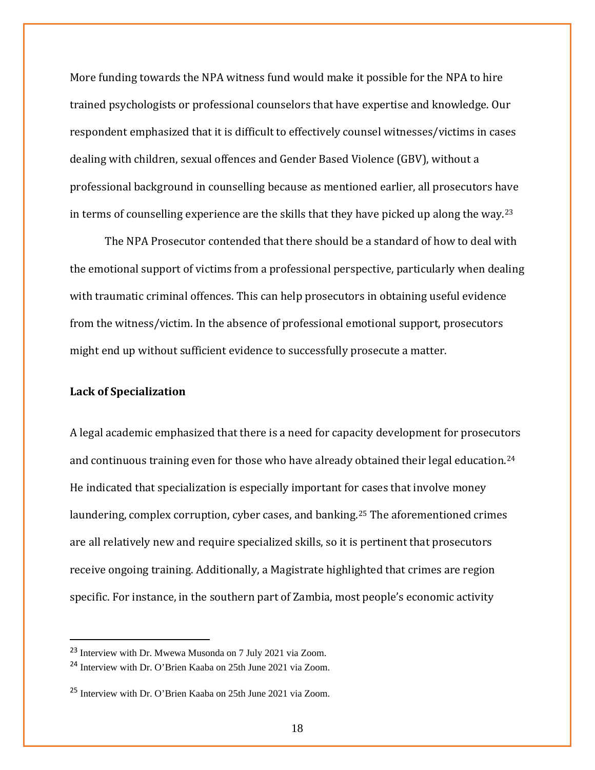More funding towards the NPA witness fund would make it possible for the NPA to hire trained psychologists or professional counselors that have expertise and knowledge. Our respondent emphasized that it is difficult to effectively counsel witnesses/victims in cases dealing with children, sexual offences and Gender Based Violence (GBV), without a professional background in counselling because as mentioned earlier, all prosecutors have in terms of counselling experience are the skills that they have picked up along the way.[23]

The NPA Prosecutor contended that there should be a standard of how to deal with the emotional support of victims from a professional perspective, particularly when dealing with traumatic criminal offences. This can help prosecutors in obtaining useful evidence from the witness/victim. In the absence of professional emotional support, prosecutors might end up without sufficient evidence to successfully prosecute a matter.

**Lack of Specialization**

A legal academic emphasized that there is a need for capacity development for prosecutors and continuous training even for those who have already obtained their legal education.[24] He indicated that specialization is especially important for cases that involve money laundering, complex corruption, cyber cases, and banking.[25] The aforementioned crimes are all relatively new and require specialized skills, so it is pertinent that prosecutors receive ongoing training. Additionally, a Magistrate highlighted that crimes are region specific. For instance, in the southern part of Zambia, most people's economic activity

[23] Interview with Dr. Mwewa Musonda on 7 July 2021 via Zoom.

[24] Interview with Dr. O'Brien Kaaba on 25th June 2021 via Zoom.

[25] Interview with Dr. O'Brien Kaaba on 25th June 2021 via Zoom.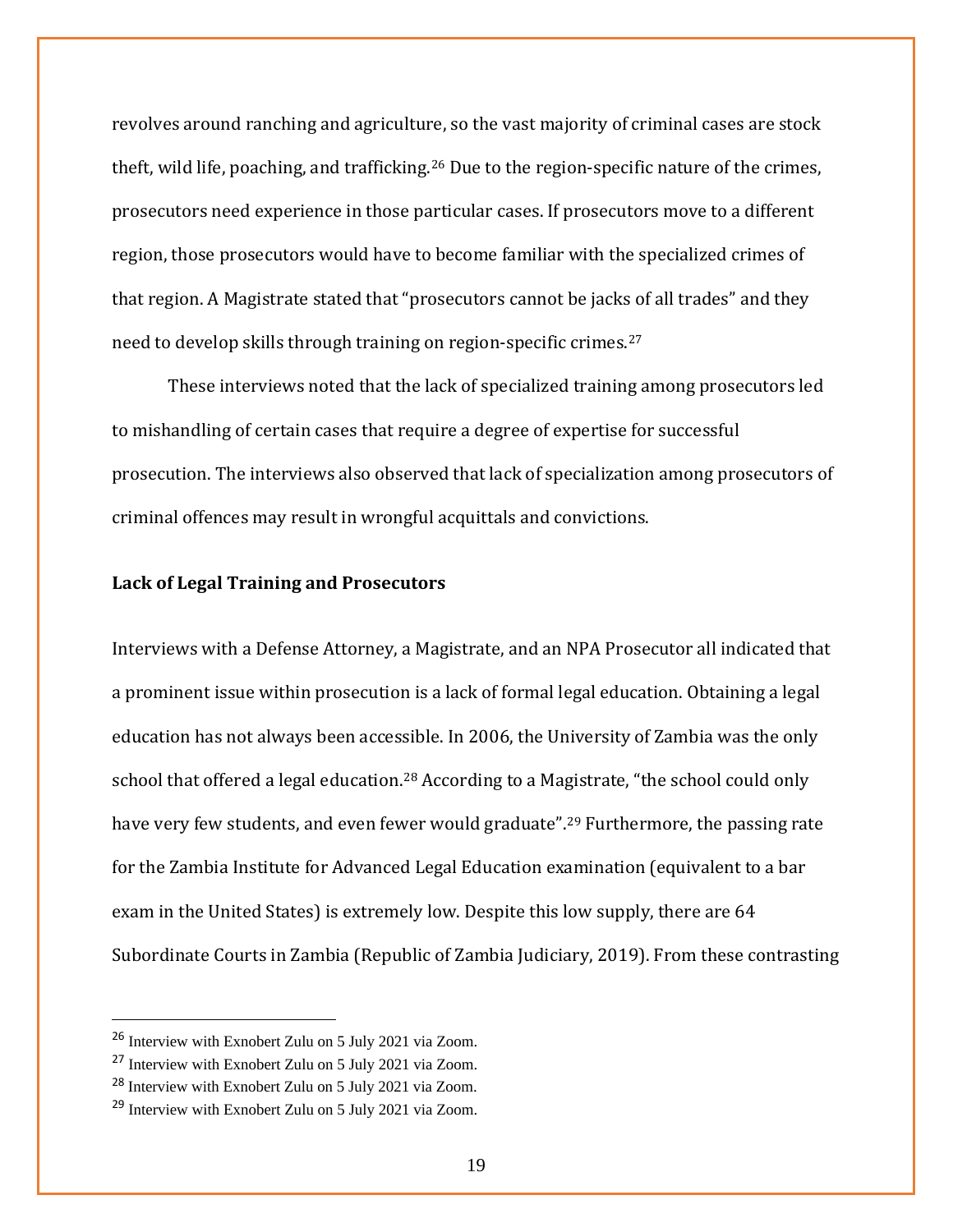revolves around ranching and agriculture, so the vast majority of criminal cases are stock theft, wild life, poaching, and trafficking.[26] Due to the region-specific nature of the crimes, prosecutors need experience in those particular cases. If prosecutors move to a different region, those prosecutors would have to become familiar with the specialized crimes of that region. A Magistrate stated that "prosecutors cannot be jacks of all trades" and they need to develop skills through training on region-specific crimes.[27]

These interviews noted that the lack of specialized training among prosecutors led to mishandling of certain cases that require a degree of expertise for successful prosecution. The interviews also observed that lack of specialization among prosecutors of criminal offences may result in wrongful acquittals and convictions.

**Lack of Legal Training and Prosecutors**

Interviews with a Defense Attorney, a Magistrate, and an NPA Prosecutor all indicated that a prominent issue within prosecution is a lack of formal legal education. Obtaining a legal education has not always been accessible. In 2006, the University of Zambia was the only school that offered a legal education.[28] According to a Magistrate, "the school could only have very few students, and even fewer would graduate".[29] Furthermore, the passing rate for the Zambia Institute for Advanced Legal Education examination (equivalent to a bar exam in the United States) is extremely low. Despite this low supply, there are 64 Subordinate Courts in Zambia (Republic of Zambia Judiciary, 2019). From these contrasting

[26] Interview with Exnobert Zulu on 5 July 2021 via Zoom.

[27] Interview with Exnobert Zulu on 5 July 2021 via Zoom.

[28] Interview with Exnobert Zulu on 5 July 2021 via Zoom.

[29] Interview with Exnobert Zulu on 5 July 2021 via Zoom.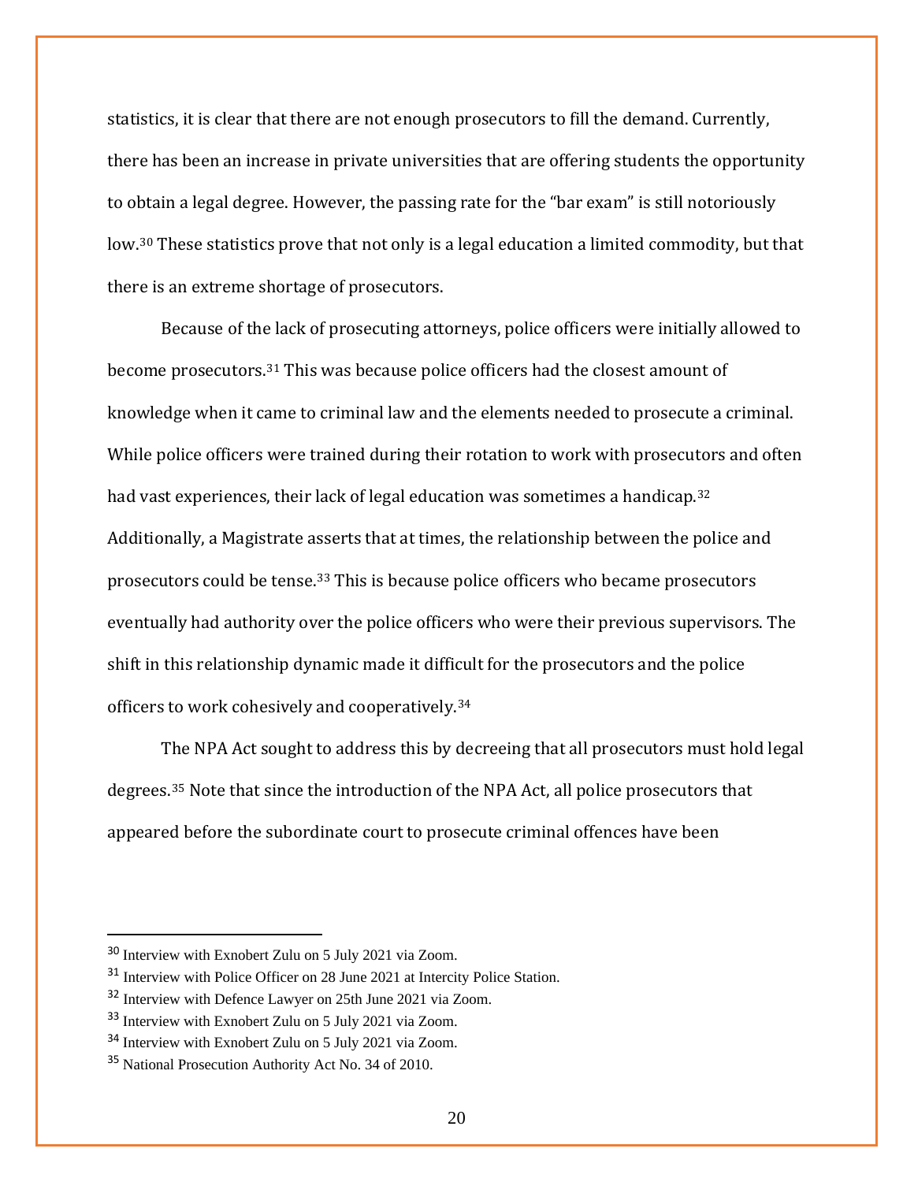statistics, it is clear that there are not enough prosecutors to fill the demand. Currently, there has been an increase in private universities that are offering students the opportunity to obtain a legal degree. However, the passing rate for the "bar exam" is still notoriously low.[30] These statistics prove that not only is a legal education a limited commodity, but that there is an extreme shortage of prosecutors.

Because of the lack of prosecuting attorneys, police officers were initially allowed to become prosecutors.[31] This was because police officers had the closest amount of knowledge when it came to criminal law and the elements needed to prosecute a criminal. While police officers were trained during their rotation to work with prosecutors and often had vast experiences, their lack of legal education was sometimes a handicap.[32] Additionally, a Magistrate asserts that at times, the relationship between the police and prosecutors could be tense.[33] This is because police officers who became prosecutors eventually had authority over the police officers who were their previous supervisors. The shift in this relationship dynamic made it difficult for the prosecutors and the police officers to work cohesively and cooperatively.[34]

The NPA Act sought to address this by decreeing that all prosecutors must hold legal degrees.[35] Note that since the introduction of the NPA Act, all police prosecutors that appeared before the subordinate court to prosecute criminal offences have been

---

[30] Interview with Exnobert Zulu on 5 July 2021 via Zoom.

[31] Interview with Police Officer on 28 June 2021 at Intercity Police Station.

[32] Interview with Defence Lawyer on 25th June 2021 via Zoom.

[33] Interview with Exnobert Zulu on 5 July 2021 via Zoom.

[34] Interview with Exnobert Zulu on 5 July 2021 via Zoom.

[35] National Prosecution Authority Act No. 34 of 2010.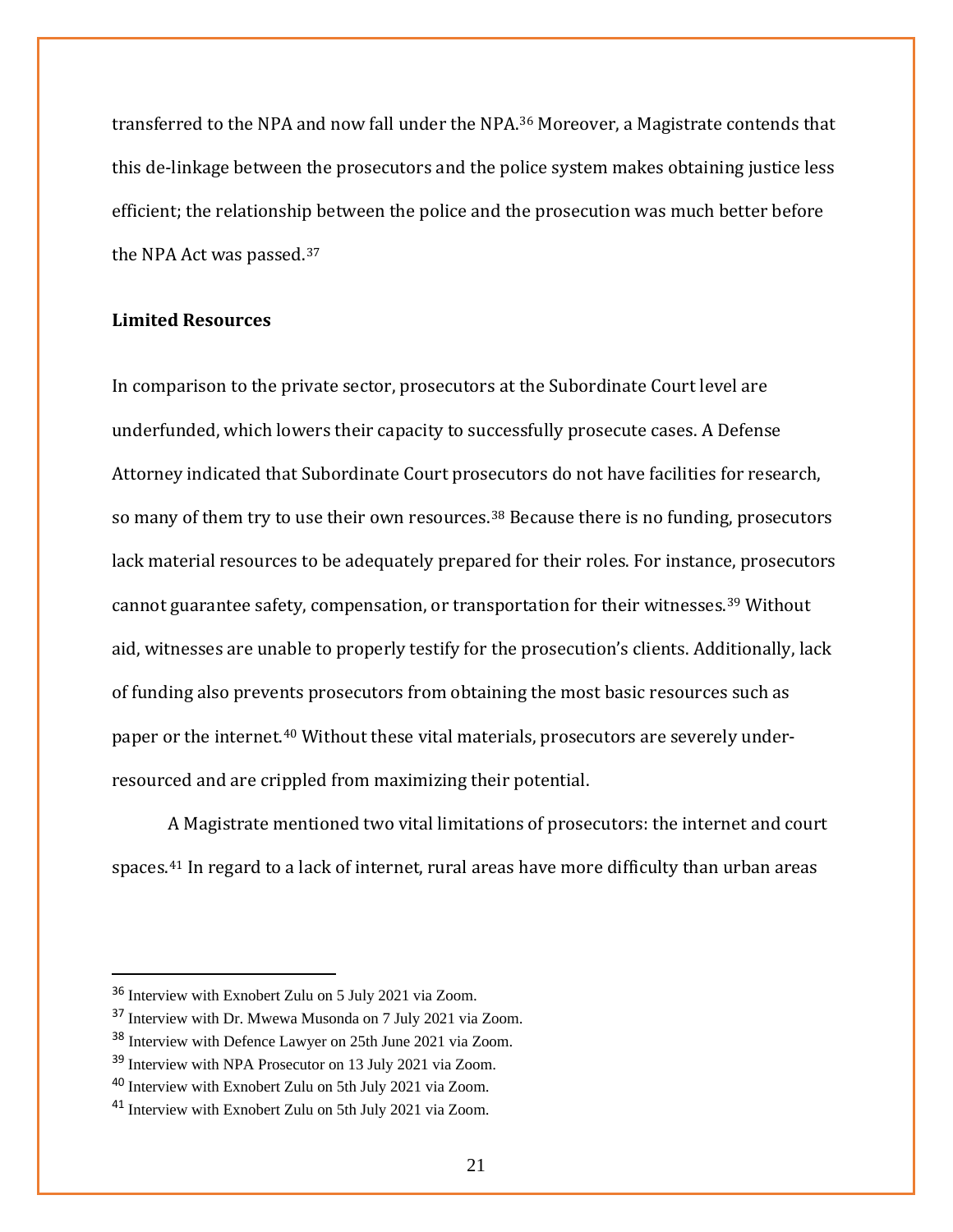transferred to the NPA and now fall under the NPA.[36] Moreover, a Magistrate contends that this de-linkage between the prosecutors and the police system makes obtaining justice less efficient; the relationship between the police and the prosecution was much better before the NPA Act was passed.[37]

**Limited Resources**

In comparison to the private sector, prosecutors at the Subordinate Court level are underfunded, which lowers their capacity to successfully prosecute cases. A Defense Attorney indicated that Subordinate Court prosecutors do not have facilities for research, so many of them try to use their own resources.[38] Because there is no funding, prosecutors lack material resources to be adequately prepared for their roles. For instance, prosecutors cannot guarantee safety, compensation, or transportation for their witnesses.[39] Without aid, witnesses are unable to properly testify for the prosecution's clients. Additionally, lack of funding also prevents prosecutors from obtaining the most basic resources such as paper or the internet.[40] Without these vital materials, prosecutors are severely under-resourced and are crippled from maximizing their potential.

A Magistrate mentioned two vital limitations of prosecutors: the internet and court spaces.[41] In regard to a lack of internet, rural areas have more difficulty than urban areas

---

[36] Interview with Exnobert Zulu on 5 July 2021 via Zoom.

[37] Interview with Dr. Mwewa Musonda on 7 July 2021 via Zoom.

[38] Interview with Defence Lawyer on 25th June 2021 via Zoom.

[39] Interview with NPA Prosecutor on 13 July 2021 via Zoom.

[40] Interview with Exnobert Zulu on 5th July 2021 via Zoom.

[41] Interview with Exnobert Zulu on 5th July 2021 via Zoom.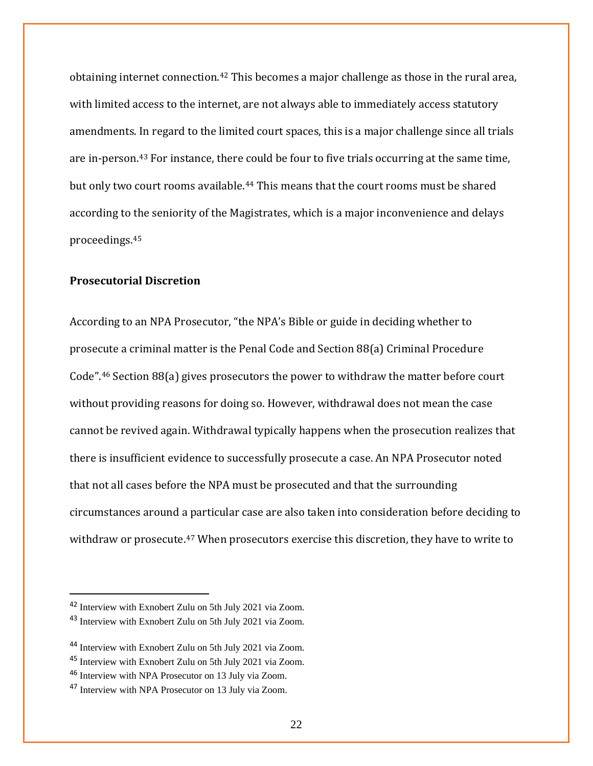obtaining internet connection.[42] This becomes a major challenge as those in the rural area, with limited access to the internet, are not always able to immediately access statutory amendments. In regard to the limited court spaces, this is a major challenge since all trials are in-person.[43] For instance, there could be four to five trials occurring at the same time, but only two court rooms available.[44] This means that the court rooms must be shared according to the seniority of the Magistrates, which is a major inconvenience and delays proceedings.[45]

**Prosecutorial Discretion**

According to an NPA Prosecutor, "the NPA's Bible or guide in deciding whether to prosecute a criminal matter is the Penal Code and Section 88(a) Criminal Procedure Code".[46] Section 88(a) gives prosecutors the power to withdraw the matter before court without providing reasons for doing so. However, withdrawal does not mean the case cannot be revived again. Withdrawal typically happens when the prosecution realizes that there is insufficient evidence to successfully prosecute a case. An NPA Prosecutor noted that not all cases before the NPA must be prosecuted and that the surrounding circumstances around a particular case are also taken into consideration before deciding to withdraw or prosecute.[47] When prosecutors exercise this discretion, they have to write to

---

[42] Interview with Exnobert Zulu on 5th July 2021 via Zoom.

[43] Interview with Exnobert Zulu on 5th July 2021 via Zoom.

[44] Interview with Exnobert Zulu on 5th July 2021 via Zoom.

[45] Interview with Exnobert Zulu on 5th July 2021 via Zoom.

[46] Interview with NPA Prosecutor on 13 July via Zoom.

[47] Interview with NPA Prosecutor on 13 July via Zoom.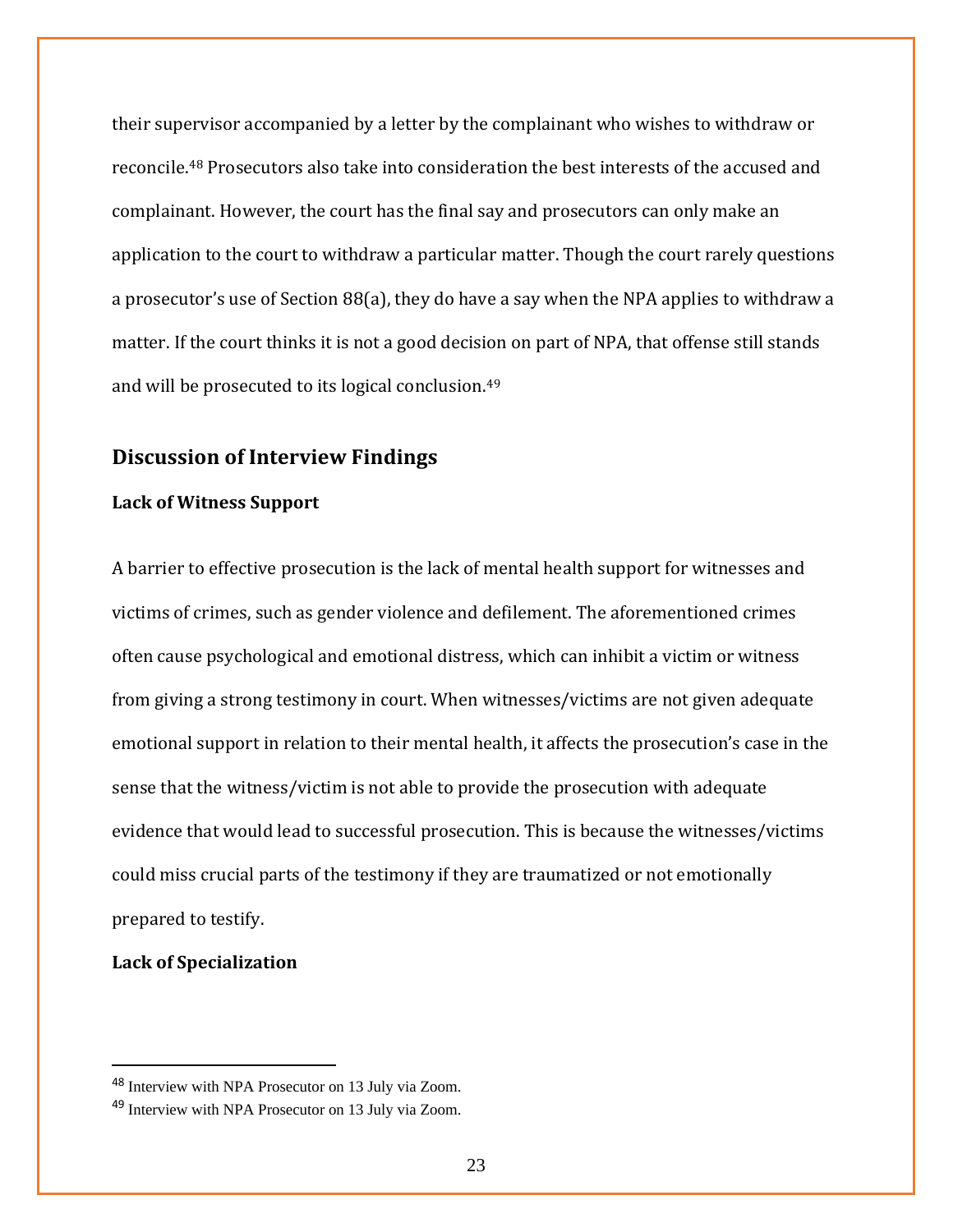their supervisor accompanied by a letter by the complainant who wishes to withdraw or reconcile.[48] Prosecutors also take into consideration the best interests of the accused and complainant. However, the court has the final say and prosecutors can only make an application to the court to withdraw a particular matter. Though the court rarely questions a prosecutor's use of Section 88(a), they do have a say when the NPA applies to withdraw a matter. If the court thinks it is not a good decision on part of NPA, that offense still stands and will be prosecuted to its logical conclusion.[49]

## Discussion of Interview Findings

### Lack of Witness Support

A barrier to effective prosecution is the lack of mental health support for witnesses and victims of crimes, such as gender violence and defilement. The aforementioned crimes often cause psychological and emotional distress, which can inhibit a victim or witness from giving a strong testimony in court. When witnesses/victims are not given adequate emotional support in relation to their mental health, it affects the prosecution's case in the sense that the witness/victim is not able to provide the prosecution with adequate evidence that would lead to successful prosecution. This is because the witnesses/victims could miss crucial parts of the testimony if they are traumatized or not emotionally prepared to testify.

### Lack of Specialization

---

[48] Interview with NPA Prosecutor on 13 July via Zoom.

[49] Interview with NPA Prosecutor on 13 July via Zoom.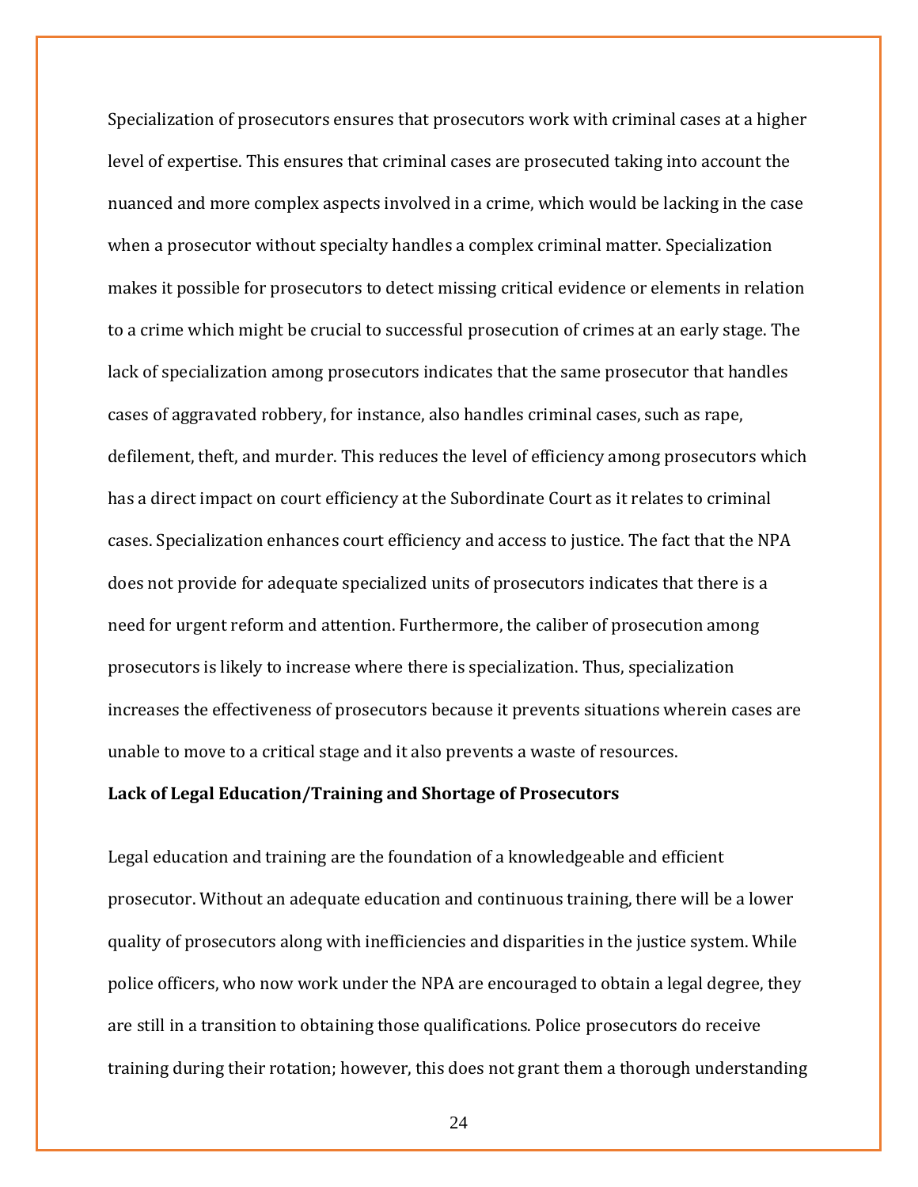Specialization of prosecutors ensures that prosecutors work with criminal cases at a higher level of expertise. This ensures that criminal cases are prosecuted taking into account the nuanced and more complex aspects involved in a crime, which would be lacking in the case when a prosecutor without specialty handles a complex criminal matter. Specialization makes it possible for prosecutors to detect missing critical evidence or elements in relation to a crime which might be crucial to successful prosecution of crimes at an early stage. The lack of specialization among prosecutors indicates that the same prosecutor that handles cases of aggravated robbery, for instance, also handles criminal cases, such as rape, defilement, theft, and murder. This reduces the level of efficiency among prosecutors which has a direct impact on court efficiency at the Subordinate Court as it relates to criminal cases. Specialization enhances court efficiency and access to justice. The fact that the NPA does not provide for adequate specialized units of prosecutors indicates that there is a need for urgent reform and attention. Furthermore, the caliber of prosecution among prosecutors is likely to increase where there is specialization. Thus, specialization increases the effectiveness of prosecutors because it prevents situations wherein cases are unable to move to a critical stage and it also prevents a waste of resources.

**Lack of Legal Education/Training and Shortage of Prosecutors**

Legal education and training are the foundation of a knowledgeable and efficient prosecutor. Without an adequate education and continuous training, there will be a lower quality of prosecutors along with inefficiencies and disparities in the justice system. While police officers, who now work under the NPA are encouraged to obtain a legal degree, they are still in a transition to obtaining those qualifications. Police prosecutors do receive training during their rotation; however, this does not grant them a thorough understanding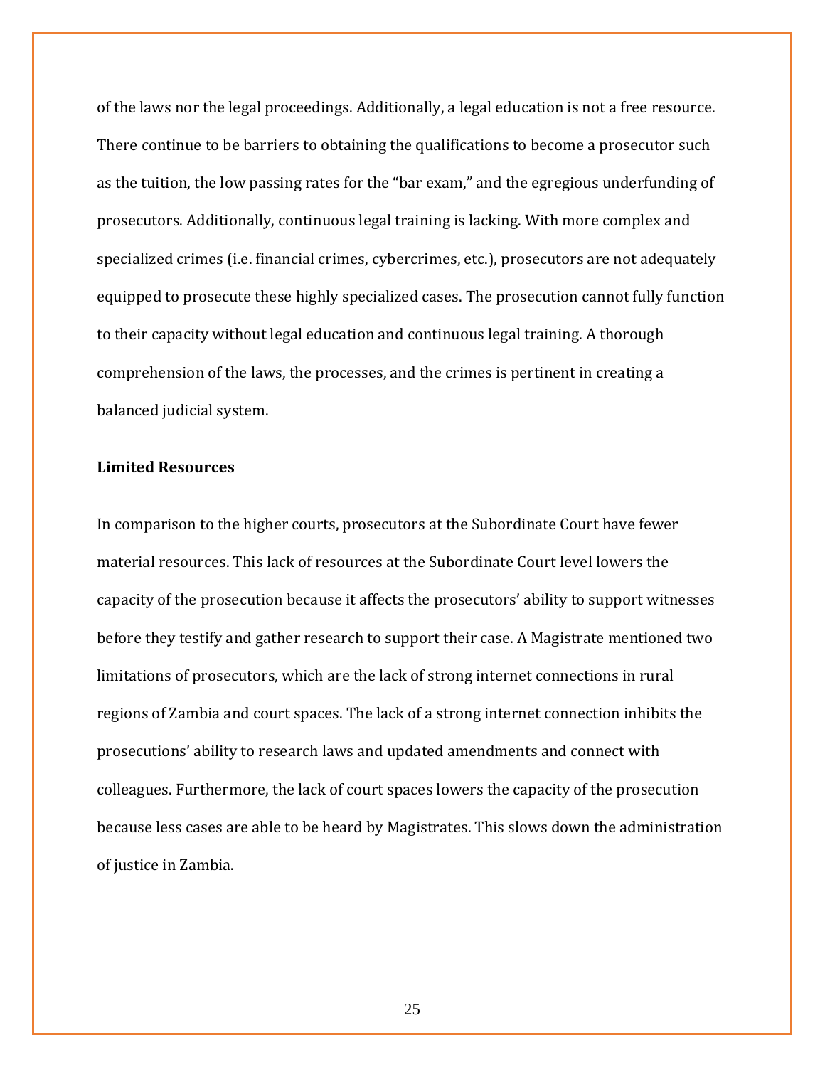of the laws nor the legal proceedings. Additionally, a legal education is not a free resource. There continue to be barriers to obtaining the qualifications to become a prosecutor such as the tuition, the low passing rates for the "bar exam," and the egregious underfunding of prosecutors. Additionally, continuous legal training is lacking. With more complex and specialized crimes (i.e. financial crimes, cybercrimes, etc.), prosecutors are not adequately equipped to prosecute these highly specialized cases. The prosecution cannot fully function to their capacity without legal education and continuous legal training. A thorough comprehension of the laws, the processes, and the crimes is pertinent in creating a balanced judicial system.

**Limited Resources**

In comparison to the higher courts, prosecutors at the Subordinate Court have fewer material resources. This lack of resources at the Subordinate Court level lowers the capacity of the prosecution because it affects the prosecutors' ability to support witnesses before they testify and gather research to support their case. A Magistrate mentioned two limitations of prosecutors, which are the lack of strong internet connections in rural regions of Zambia and court spaces. The lack of a strong internet connection inhibits the prosecutions' ability to research laws and updated amendments and connect with colleagues. Furthermore, the lack of court spaces lowers the capacity of the prosecution because less cases are able to be heard by Magistrates. This slows down the administration of justice in Zambia.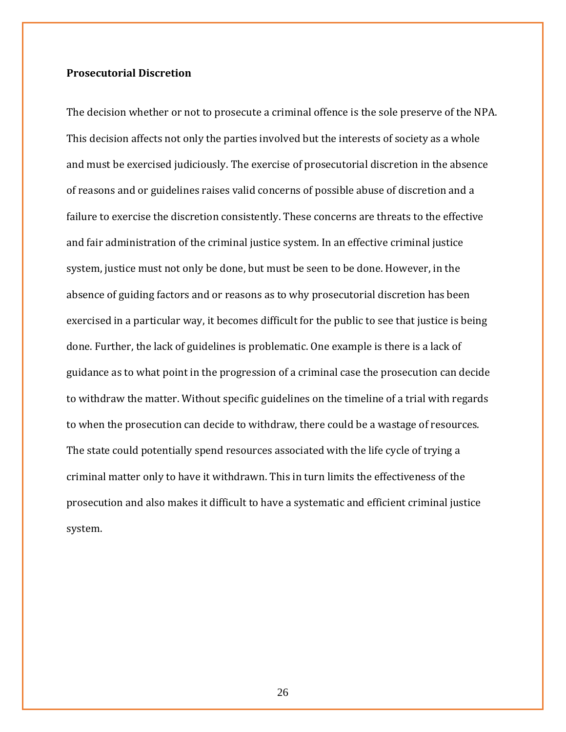**Prosecutorial Discretion**

The decision whether or not to prosecute a criminal offence is the sole preserve of the NPA. This decision affects not only the parties involved but the interests of society as a whole and must be exercised judiciously. The exercise of prosecutorial discretion in the absence of reasons and or guidelines raises valid concerns of possible abuse of discretion and a failure to exercise the discretion consistently. These concerns are threats to the effective and fair administration of the criminal justice system. In an effective criminal justice system, justice must not only be done, but must be seen to be done. However, in the absence of guiding factors and or reasons as to why prosecutorial discretion has been exercised in a particular way, it becomes difficult for the public to see that justice is being done. Further, the lack of guidelines is problematic. One example is there is a lack of guidance as to what point in the progression of a criminal case the prosecution can decide to withdraw the matter. Without specific guidelines on the timeline of a trial with regards to when the prosecution can decide to withdraw, there could be a wastage of resources. The state could potentially spend resources associated with the life cycle of trying a criminal matter only to have it withdrawn. This in turn limits the effectiveness of the prosecution and also makes it difficult to have a systematic and efficient criminal justice system.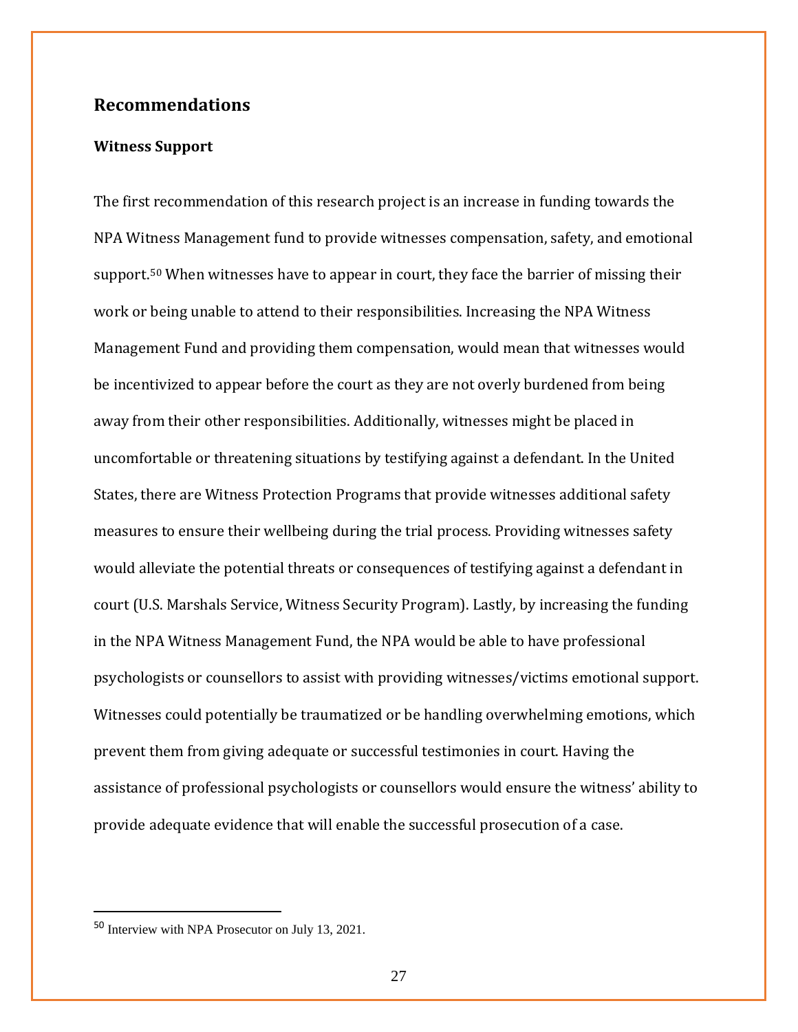## Recommendations

### Witness Support

The first recommendation of this research project is an increase in funding towards the NPA Witness Management fund to provide witnesses compensation, safety, and emotional support.[50] When witnesses have to appear in court, they face the barrier of missing their work or being unable to attend to their responsibilities. Increasing the NPA Witness Management Fund and providing them compensation, would mean that witnesses would be incentivized to appear before the court as they are not overly burdened from being away from their other responsibilities. Additionally, witnesses might be placed in uncomfortable or threatening situations by testifying against a defendant. In the United States, there are Witness Protection Programs that provide witnesses additional safety measures to ensure their wellbeing during the trial process. Providing witnesses safety would alleviate the potential threats or consequences of testifying against a defendant in court (U.S. Marshals Service, Witness Security Program). Lastly, by increasing the funding in the NPA Witness Management Fund, the NPA would be able to have professional psychologists or counsellors to assist with providing witnesses/victims emotional support. Witnesses could potentially be traumatized or be handling overwhelming emotions, which prevent them from giving adequate or successful testimonies in court. Having the assistance of professional psychologists or counsellors would ensure the witness' ability to provide adequate evidence that will enable the successful prosecution of a case.

---

[50] Interview with NPA Prosecutor on July 13, 2021.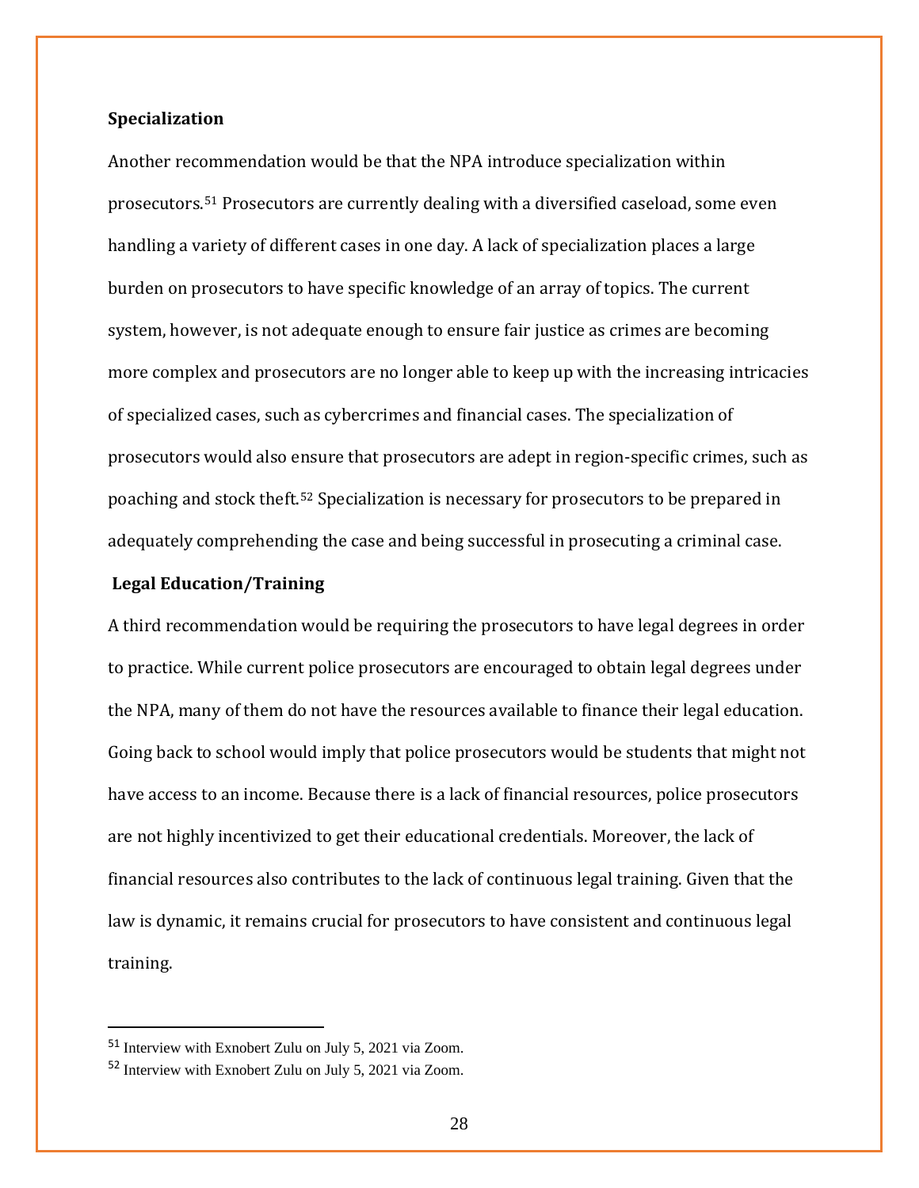**Specialization**

Another recommendation would be that the NPA introduce specialization within prosecutors.[51] Prosecutors are currently dealing with a diversified caseload, some even handling a variety of different cases in one day. A lack of specialization places a large burden on prosecutors to have specific knowledge of an array of topics. The current system, however, is not adequate enough to ensure fair justice as crimes are becoming more complex and prosecutors are no longer able to keep up with the increasing intricacies of specialized cases, such as cybercrimes and financial cases. The specialization of prosecutors would also ensure that prosecutors are adept in region-specific crimes, such as poaching and stock theft.[52] Specialization is necessary for prosecutors to be prepared in adequately comprehending the case and being successful in prosecuting a criminal case.

**Legal Education/Training**

A third recommendation would be requiring the prosecutors to have legal degrees in order to practice. While current police prosecutors are encouraged to obtain legal degrees under the NPA, many of them do not have the resources available to finance their legal education. Going back to school would imply that police prosecutors would be students that might not have access to an income. Because there is a lack of financial resources, police prosecutors are not highly incentivized to get their educational credentials. Moreover, the lack of financial resources also contributes to the lack of continuous legal training. Given that the law is dynamic, it remains crucial for prosecutors to have consistent and continuous legal training.

---

[51] Interview with Exnobert Zulu on July 5, 2021 via Zoom.

[52] Interview with Exnobert Zulu on July 5, 2021 via Zoom.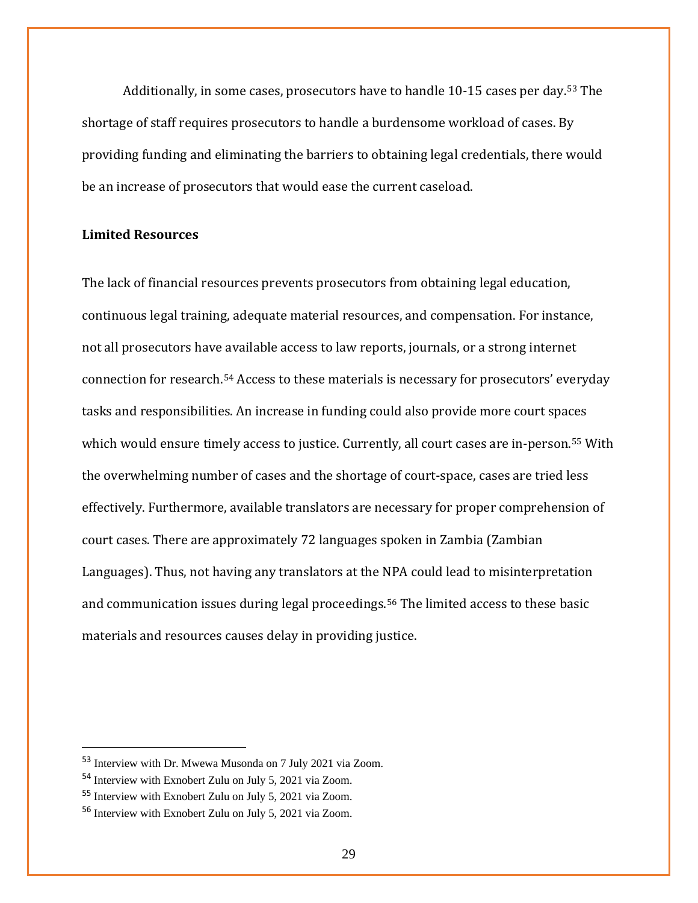Additionally, in some cases, prosecutors have to handle 10-15 cases per day.[53] The shortage of staff requires prosecutors to handle a burdensome workload of cases. By providing funding and eliminating the barriers to obtaining legal credentials, there would be an increase of prosecutors that would ease the current caseload.

**Limited Resources**

The lack of financial resources prevents prosecutors from obtaining legal education, continuous legal training, adequate material resources, and compensation. For instance, not all prosecutors have available access to law reports, journals, or a strong internet connection for research.[54] Access to these materials is necessary for prosecutors' everyday tasks and responsibilities. An increase in funding could also provide more court spaces which would ensure timely access to justice. Currently, all court cases are in-person.[55] With the overwhelming number of cases and the shortage of court-space, cases are tried less effectively. Furthermore, available translators are necessary for proper comprehension of court cases. There are approximately 72 languages spoken in Zambia (Zambian Languages). Thus, not having any translators at the NPA could lead to misinterpretation and communication issues during legal proceedings.[56] The limited access to these basic materials and resources causes delay in providing justice.

---

[53] Interview with Dr. Mwewa Musonda on 7 July 2021 via Zoom.

[54] Interview with Exnobert Zulu on July 5, 2021 via Zoom.

[55] Interview with Exnobert Zulu on July 5, 2021 via Zoom.

[56] Interview with Exnobert Zulu on July 5, 2021 via Zoom.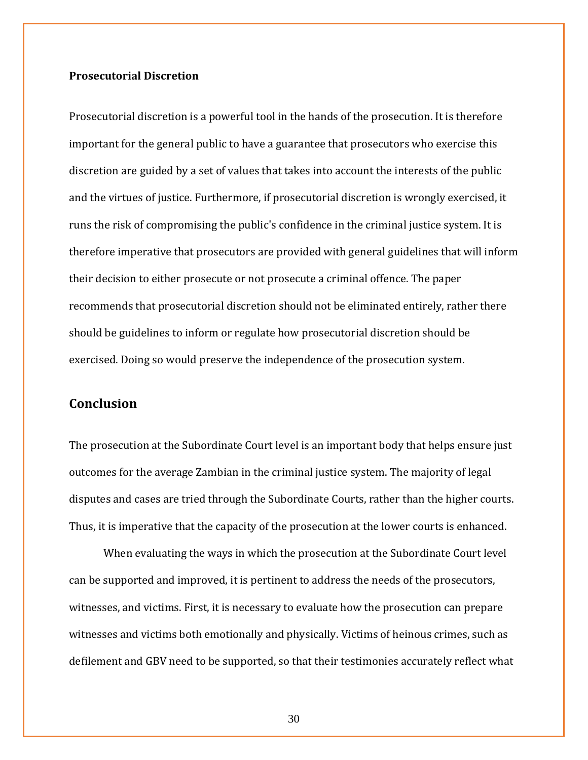**Prosecutorial Discretion**

Prosecutorial discretion is a powerful tool in the hands of the prosecution. It is therefore important for the general public to have a guarantee that prosecutors who exercise this discretion are guided by a set of values that takes into account the interests of the public and the virtues of justice. Furthermore, if prosecutorial discretion is wrongly exercised, it runs the risk of compromising the public's confidence in the criminal justice system. It is therefore imperative that prosecutors are provided with general guidelines that will inform their decision to either prosecute or not prosecute a criminal offence. The paper recommends that prosecutorial discretion should not be eliminated entirely, rather there should be guidelines to inform or regulate how prosecutorial discretion should be exercised. Doing so would preserve the independence of the prosecution system.

## Conclusion

The prosecution at the Subordinate Court level is an important body that helps ensure just outcomes for the average Zambian in the criminal justice system. The majority of legal disputes and cases are tried through the Subordinate Courts, rather than the higher courts. Thus, it is imperative that the capacity of the prosecution at the lower courts is enhanced.

When evaluating the ways in which the prosecution at the Subordinate Court level can be supported and improved, it is pertinent to address the needs of the prosecutors, witnesses, and victims. First, it is necessary to evaluate how the prosecution can prepare witnesses and victims both emotionally and physically. Victims of heinous crimes, such as defilement and GBV need to be supported, so that their testimonies accurately reflect what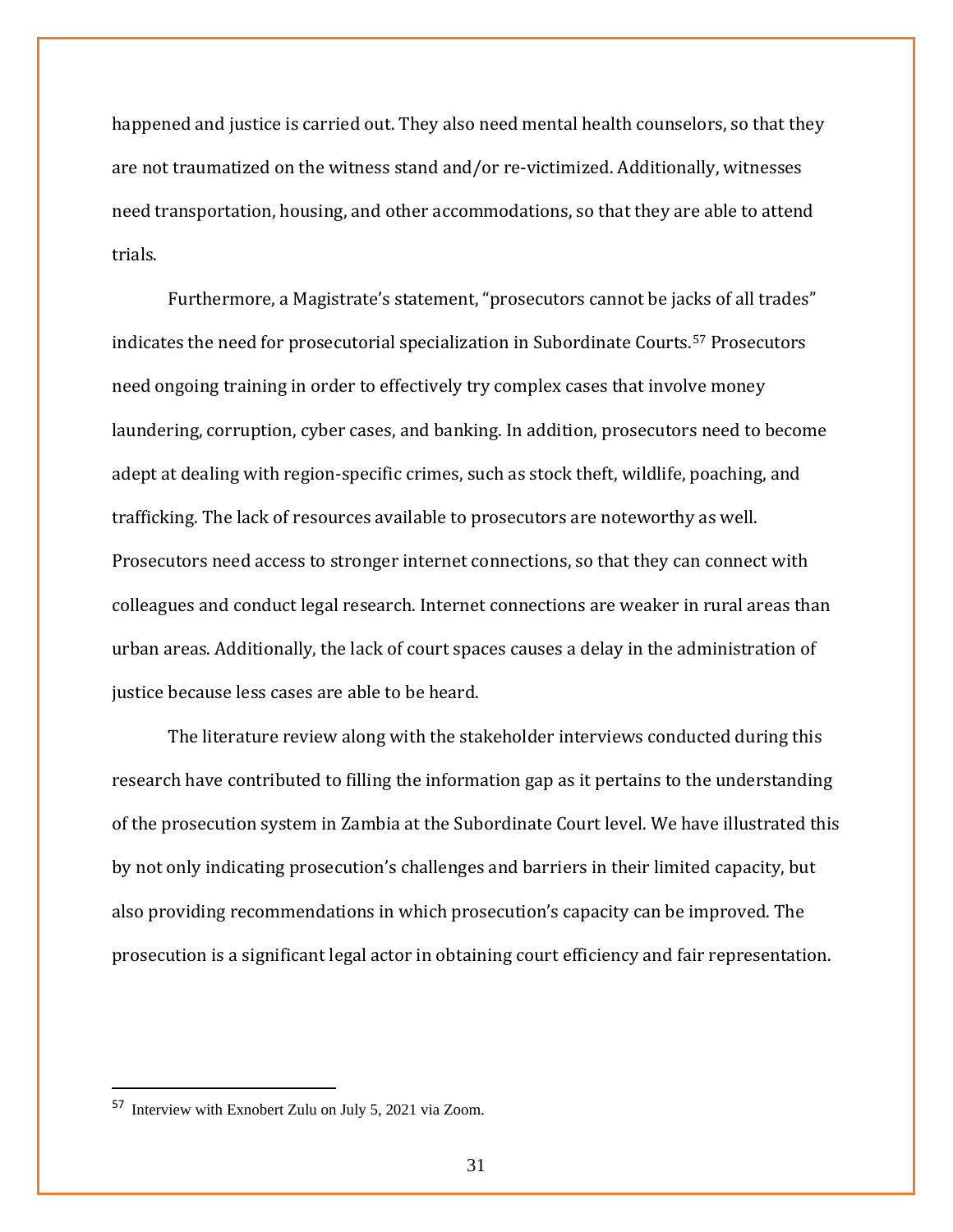happened and justice is carried out. They also need mental health counselors, so that they are not traumatized on the witness stand and/or re-victimized. Additionally, witnesses need transportation, housing, and other accommodations, so that they are able to attend trials.

Furthermore, a Magistrate's statement, "prosecutors cannot be jacks of all trades" indicates the need for prosecutorial specialization in Subordinate Courts.[57] Prosecutors need ongoing training in order to effectively try complex cases that involve money laundering, corruption, cyber cases, and banking. In addition, prosecutors need to become adept at dealing with region-specific crimes, such as stock theft, wildlife, poaching, and trafficking. The lack of resources available to prosecutors are noteworthy as well. Prosecutors need access to stronger internet connections, so that they can connect with colleagues and conduct legal research. Internet connections are weaker in rural areas than urban areas. Additionally, the lack of court spaces causes a delay in the administration of justice because less cases are able to be heard.

The literature review along with the stakeholder interviews conducted during this research have contributed to filling the information gap as it pertains to the understanding of the prosecution system in Zambia at the Subordinate Court level. We have illustrated this by not only indicating prosecution's challenges and barriers in their limited capacity, but also providing recommendations in which prosecution's capacity can be improved. The prosecution is a significant legal actor in obtaining court efficiency and fair representation.

---

[57] Interview with Exnobert Zulu on July 5, 2021 via Zoom.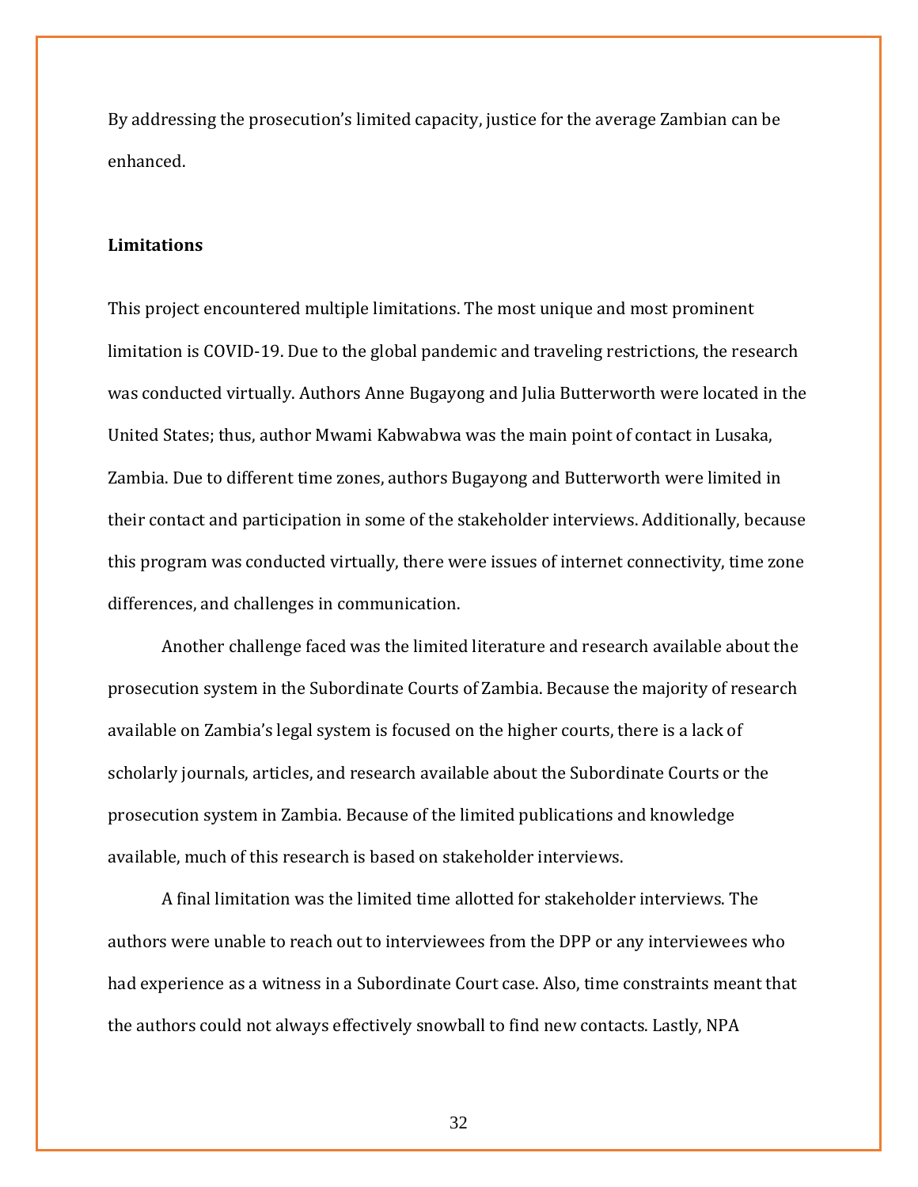By addressing the prosecution's limited capacity, justice for the average Zambian can be enhanced.

**Limitations**

This project encountered multiple limitations. The most unique and most prominent limitation is COVID-19. Due to the global pandemic and traveling restrictions, the research was conducted virtually. Authors Anne Bugayong and Julia Butterworth were located in the United States; thus, author Mwami Kabwabwa was the main point of contact in Lusaka, Zambia. Due to different time zones, authors Bugayong and Butterworth were limited in their contact and participation in some of the stakeholder interviews. Additionally, because this program was conducted virtually, there were issues of internet connectivity, time zone differences, and challenges in communication.

Another challenge faced was the limited literature and research available about the prosecution system in the Subordinate Courts of Zambia. Because the majority of research available on Zambia's legal system is focused on the higher courts, there is a lack of scholarly journals, articles, and research available about the Subordinate Courts or the prosecution system in Zambia. Because of the limited publications and knowledge available, much of this research is based on stakeholder interviews.

A final limitation was the limited time allotted for stakeholder interviews. The authors were unable to reach out to interviewees from the DPP or any interviewees who had experience as a witness in a Subordinate Court case. Also, time constraints meant that the authors could not always effectively snowball to find new contacts. Lastly, NPA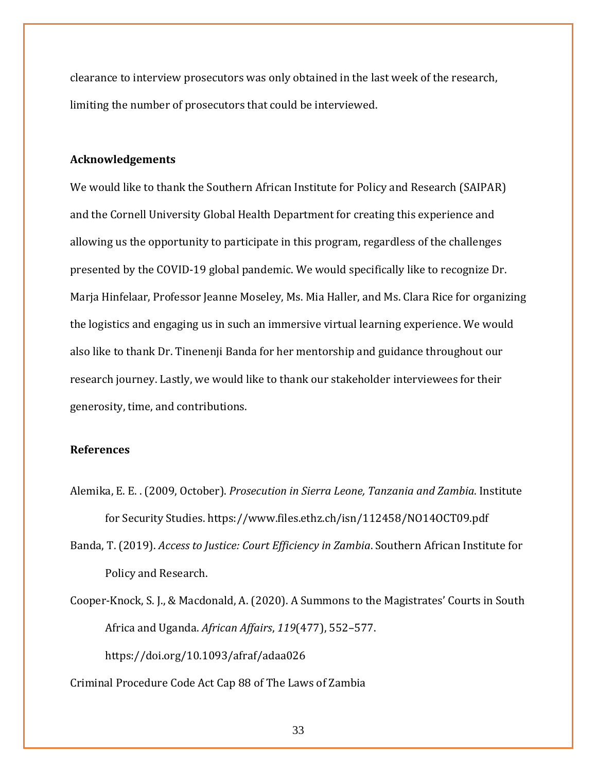clearance to interview prosecutors was only obtained in the last week of the research, limiting the number of prosecutors that could be interviewed.

**Acknowledgements**

We would like to thank the Southern African Institute for Policy and Research (SAIPAR) and the Cornell University Global Health Department for creating this experience and allowing us the opportunity to participate in this program, regardless of the challenges presented by the COVID-19 global pandemic. We would specifically like to recognize Dr. Marja Hinfelaar, Professor Jeanne Moseley, Ms. Mia Haller, and Ms. Clara Rice for organizing the logistics and engaging us in such an immersive virtual learning experience. We would also like to thank Dr. Tinenenji Banda for her mentorship and guidance throughout our research journey. Lastly, we would like to thank our stakeholder interviewees for their generosity, time, and contributions.

**References**

Alemika, E. E. . (2009, October). *Prosecution in Sierra Leone, Tanzania and Zambia*. Institute for Security Studies. https://www.files.ethz.ch/isn/112458/NO14OCT09.pdf

Banda, T. (2019). *Access to Justice: Court Efficiency in Zambia*. Southern African Institute for Policy and Research.

Cooper-Knock, S. J., & Macdonald, A. (2020). A Summons to the Magistrates' Courts in South Africa and Uganda. *African Affairs*, *119*(477), 552–577. https://doi.org/10.1093/afraf/adaa026

Criminal Procedure Code Act Cap 88 of The Laws of Zambia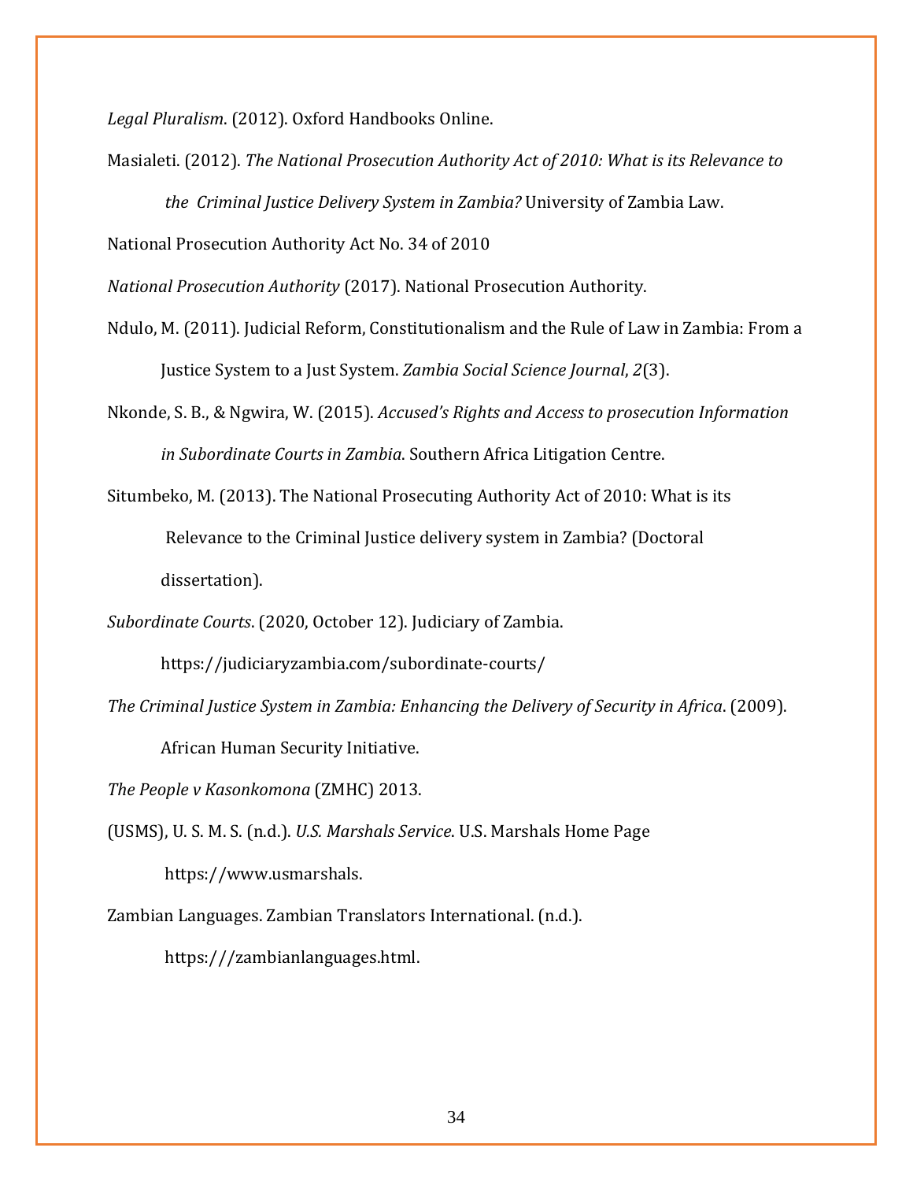*Legal Pluralism*. (2012). Oxford Handbooks Online.

Masialeti. (2012). *The National Prosecution Authority Act of 2010: What is its Relevance to the Criminal Justice Delivery System in Zambia?* University of Zambia Law.

National Prosecution Authority Act No. 34 of 2010

*National Prosecution Authority* (2017). National Prosecution Authority.

Ndulo, M. (2011). Judicial Reform, Constitutionalism and the Rule of Law in Zambia: From a Justice System to a Just System. *Zambia Social Science Journal*, *2*(3).

Nkonde, S. B., & Ngwira, W. (2015). *Accused's Rights and Access to prosecution Information in Subordinate Courts in Zambia*. Southern Africa Litigation Centre.

Situmbeko, M. (2013). The National Prosecuting Authority Act of 2010: What is its Relevance to the Criminal Justice delivery system in Zambia? (Doctoral dissertation).

*Subordinate Courts*. (2020, October 12). Judiciary of Zambia. https://judiciaryzambia.com/subordinate-courts/

*The Criminal Justice System in Zambia: Enhancing the Delivery of Security in Africa*. (2009). African Human Security Initiative.

*The People v Kasonkomona* (ZMHC) 2013.

(USMS), U. S. M. S. (n.d.). *U.S. Marshals Service*. U.S. Marshals Home Page https://www.usmarshals.

Zambian Languages. Zambian Translators International. (n.d.). https:///zambianlanguages.html.